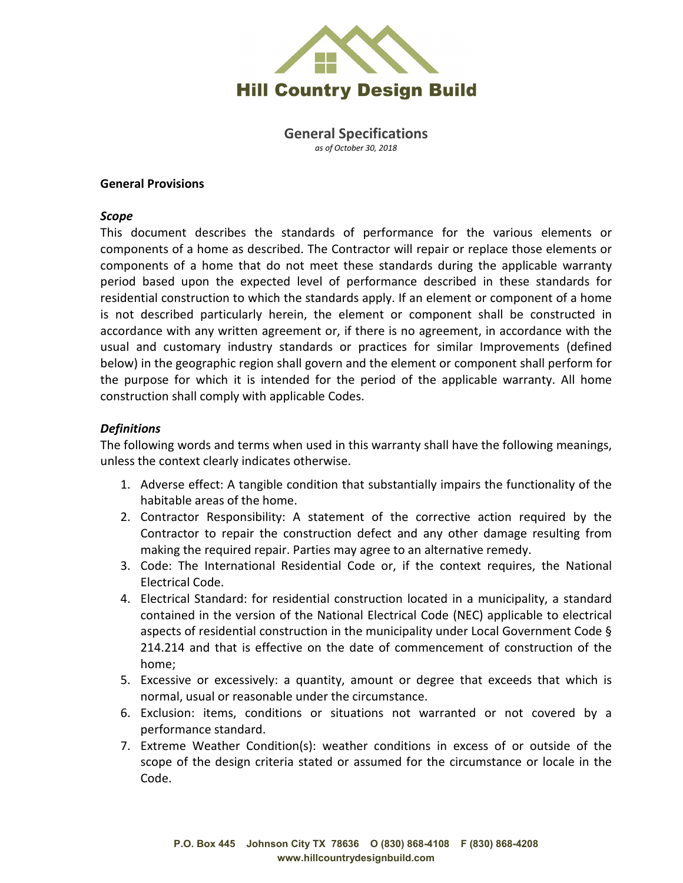# Hill Country Design Build

## General Specifications

*as of October 30, 2018*

**General Provisions**

***Scope***

This document describes the standards of performance for the various elements or components of a home as described. The Contractor will repair or replace those elements or components of a home that do not meet these standards during the applicable warranty period based upon the expected level of performance described in these standards for residential construction to which the standards apply. If an element or component of a home is not described particularly herein, the element or component shall be constructed in accordance with any written agreement or, if there is no agreement, in accordance with the usual and customary industry standards or practices for similar Improvements (defined below) in the geographic region shall govern and the element or component shall perform for the purpose for which it is intended for the period of the applicable warranty. All home construction shall comply with applicable Codes.

***Definitions***

The following words and terms when used in this warranty shall have the following meanings, unless the context clearly indicates otherwise.

1. Adverse effect: A tangible condition that substantially impairs the functionality of the habitable areas of the home.
2. Contractor Responsibility: A statement of the corrective action required by the Contractor to repair the construction defect and any other damage resulting from making the required repair. Parties may agree to an alternative remedy.
3. Code: The International Residential Code or, if the context requires, the National Electrical Code.
4. Electrical Standard: for residential construction located in a municipality, a standard contained in the version of the National Electrical Code (NEC) applicable to electrical aspects of residential construction in the municipality under Local Government Code § 214.214 and that is effective on the date of commencement of construction of the home;
5. Excessive or excessively: a quantity, amount or degree that exceeds that which is normal, usual or reasonable under the circumstance.
6. Exclusion: items, conditions or situations not warranted or not covered by a performance standard.
7. Extreme Weather Condition(s): weather conditions in excess of or outside of the scope of the design criteria stated or assumed for the circumstance or locale in the Code.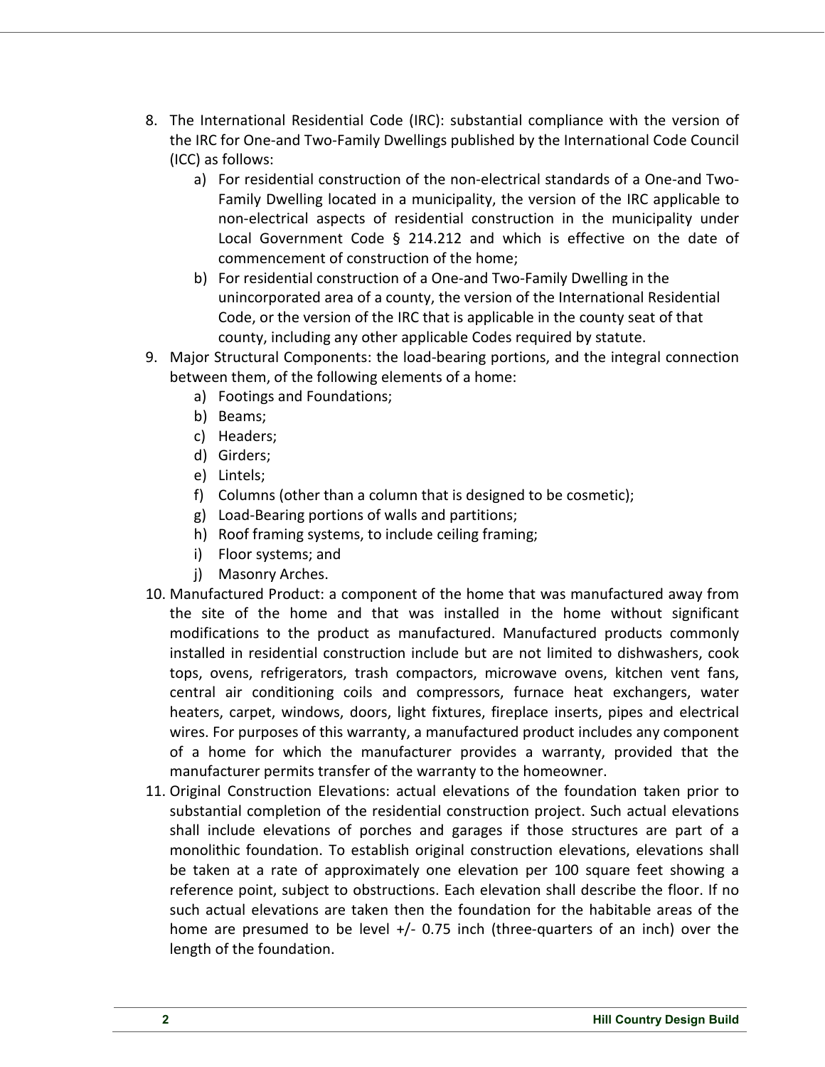8. The International Residential Code (IRC): substantial compliance with the version of the IRC for One-and Two-Family Dwellings published by the International Code Council (ICC) as follows:
   a) For residential construction of the non-electrical standards of a One-and Two-Family Dwelling located in a municipality, the version of the IRC applicable to non-electrical aspects of residential construction in the municipality under Local Government Code § 214.212 and which is effective on the date of commencement of construction of the home;
   b) For residential construction of a One-and Two-Family Dwelling in the unincorporated area of a county, the version of the International Residential Code, or the version of the IRC that is applicable in the county seat of that county, including any other applicable Codes required by statute.
9. Major Structural Components: the load-bearing portions, and the integral connection between them, of the following elements of a home:
   a) Footings and Foundations;
   b) Beams;
   c) Headers;
   d) Girders;
   e) Lintels;
   f) Columns (other than a column that is designed to be cosmetic);
   g) Load-Bearing portions of walls and partitions;
   h) Roof framing systems, to include ceiling framing;
   i) Floor systems; and
   j) Masonry Arches.
10. Manufactured Product: a component of the home that was manufactured away from the site of the home and that was installed in the home without significant modifications to the product as manufactured. Manufactured products commonly installed in residential construction include but are not limited to dishwashers, cook tops, ovens, refrigerators, trash compactors, microwave ovens, kitchen vent fans, central air conditioning coils and compressors, furnace heat exchangers, water heaters, carpet, windows, doors, light fixtures, fireplace inserts, pipes and electrical wires. For purposes of this warranty, a manufactured product includes any component of a home for which the manufacturer provides a warranty, provided that the manufacturer permits transfer of the warranty to the homeowner.
11. Original Construction Elevations: actual elevations of the foundation taken prior to substantial completion of the residential construction project. Such actual elevations shall include elevations of porches and garages if those structures are part of a monolithic foundation. To establish original construction elevations, elevations shall be taken at a rate of approximately one elevation per 100 square feet showing a reference point, subject to obstructions. Each elevation shall describe the floor. If no such actual elevations are taken then the foundation for the habitable areas of the home are presumed to be level +/- 0.75 inch (three-quarters of an inch) over the length of the foundation.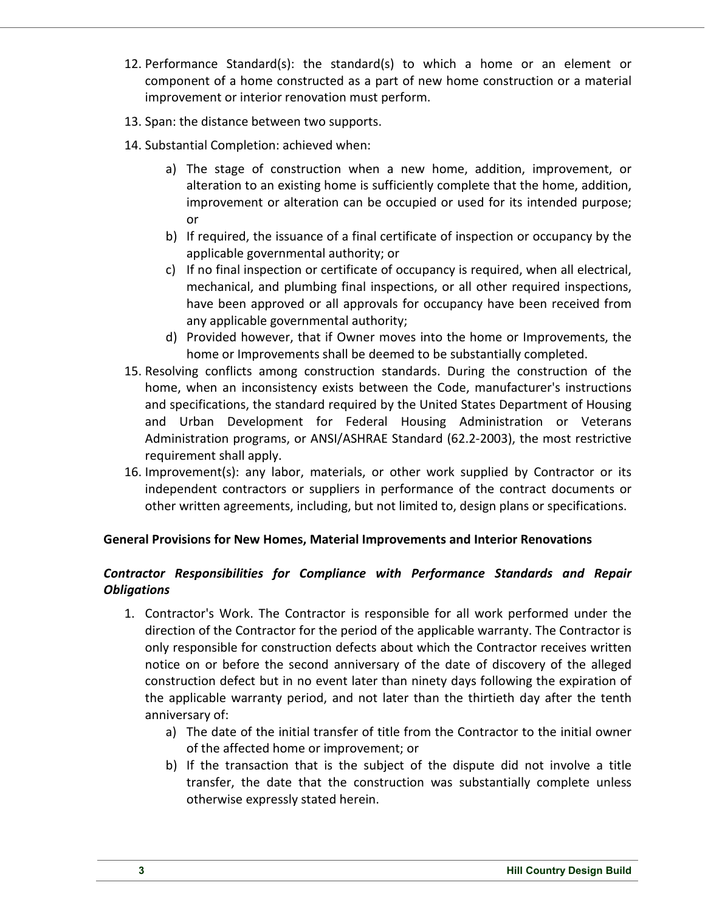12. Performance Standard(s): the standard(s) to which a home or an element or component of a home constructed as a part of new home construction or a material improvement or interior renovation must perform.
13. Span: the distance between two supports.
14. Substantial Completion: achieved when:
    a) The stage of construction when a new home, addition, improvement, or alteration to an existing home is sufficiently complete that the home, addition, improvement or alteration can be occupied or used for its intended purpose; or
    b) If required, the issuance of a final certificate of inspection or occupancy by the applicable governmental authority; or
    c) If no final inspection or certificate of occupancy is required, when all electrical, mechanical, and plumbing final inspections, or all other required inspections, have been approved or all approvals for occupancy have been received from any applicable governmental authority;
    d) Provided however, that if Owner moves into the home or Improvements, the home or Improvements shall be deemed to be substantially completed.
15. Resolving conflicts among construction standards. During the construction of the home, when an inconsistency exists between the Code, manufacturer's instructions and specifications, the standard required by the United States Department of Housing and Urban Development for Federal Housing Administration or Veterans Administration programs, or ANSI/ASHRAE Standard (62.2-2003), the most restrictive requirement shall apply.
16. Improvement(s): any labor, materials, or other work supplied by Contractor or its independent contractors or suppliers in performance of the contract documents or other written agreements, including, but not limited to, design plans or specifications.

**General Provisions for New Homes, Material Improvements and Interior Renovations**

***Contractor Responsibilities for Compliance with Performance Standards and Repair Obligations***

1. Contractor's Work. The Contractor is responsible for all work performed under the direction of the Contractor for the period of the applicable warranty. The Contractor is only responsible for construction defects about which the Contractor receives written notice on or before the second anniversary of the date of discovery of the alleged construction defect but in no event later than ninety days following the expiration of the applicable warranty period, and not later than the thirtieth day after the tenth anniversary of:
    a) The date of the initial transfer of title from the Contractor to the initial owner of the affected home or improvement; or
    b) If the transaction that is the subject of the dispute did not involve a title transfer, the date that the construction was substantially complete unless otherwise expressly stated herein.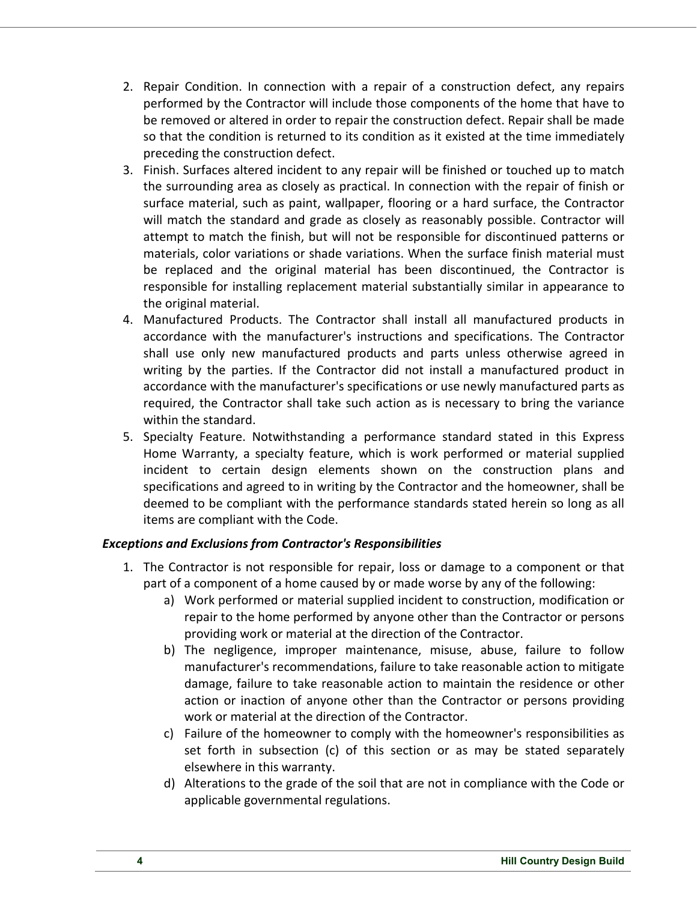2. Repair Condition. In connection with a repair of a construction defect, any repairs performed by the Contractor will include those components of the home that have to be removed or altered in order to repair the construction defect. Repair shall be made so that the condition is returned to its condition as it existed at the time immediately preceding the construction defect.
3. Finish. Surfaces altered incident to any repair will be finished or touched up to match the surrounding area as closely as practical. In connection with the repair of finish or surface material, such as paint, wallpaper, flooring or a hard surface, the Contractor will match the standard and grade as closely as reasonably possible. Contractor will attempt to match the finish, but will not be responsible for discontinued patterns or materials, color variations or shade variations. When the surface finish material must be replaced and the original material has been discontinued, the Contractor is responsible for installing replacement material substantially similar in appearance to the original material.
4. Manufactured Products. The Contractor shall install all manufactured products in accordance with the manufacturer's instructions and specifications. The Contractor shall use only new manufactured products and parts unless otherwise agreed in writing by the parties. If the Contractor did not install a manufactured product in accordance with the manufacturer's specifications or use newly manufactured parts as required, the Contractor shall take such action as is necessary to bring the variance within the standard.
5. Specialty Feature. Notwithstanding a performance standard stated in this Express Home Warranty, a specialty feature, which is work performed or material supplied incident to certain design elements shown on the construction plans and specifications and agreed to in writing by the Contractor and the homeowner, shall be deemed to be compliant with the performance standards stated herein so long as all items are compliant with the Code.

***Exceptions and Exclusions from Contractor's Responsibilities***

1. The Contractor is not responsible for repair, loss or damage to a component or that part of a component of a home caused by or made worse by any of the following:
    a) Work performed or material supplied incident to construction, modification or repair to the home performed by anyone other than the Contractor or persons providing work or material at the direction of the Contractor.
    b) The negligence, improper maintenance, misuse, abuse, failure to follow manufacturer's recommendations, failure to take reasonable action to mitigate damage, failure to take reasonable action to maintain the residence or other action or inaction of anyone other than the Contractor or persons providing work or material at the direction of the Contractor.
    c) Failure of the homeowner to comply with the homeowner's responsibilities as set forth in subsection (c) of this section or as may be stated separately elsewhere in this warranty.
    d) Alterations to the grade of the soil that are not in compliance with the Code or applicable governmental regulations.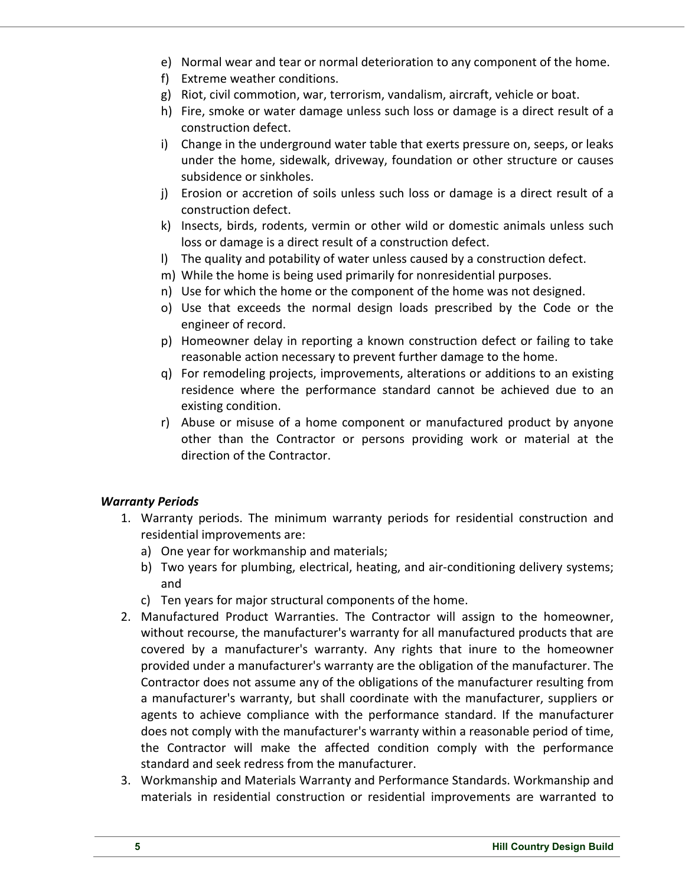e) Normal wear and tear or normal deterioration to any component of the home.
f) Extreme weather conditions.
g) Riot, civil commotion, war, terrorism, vandalism, aircraft, vehicle or boat.
h) Fire, smoke or water damage unless such loss or damage is a direct result of a construction defect.
i) Change in the underground water table that exerts pressure on, seeps, or leaks under the home, sidewalk, driveway, foundation or other structure or causes subsidence or sinkholes.
j) Erosion or accretion of soils unless such loss or damage is a direct result of a construction defect.
k) Insects, birds, rodents, vermin or other wild or domestic animals unless such loss or damage is a direct result of a construction defect.
l) The quality and potability of water unless caused by a construction defect.
m) While the home is being used primarily for nonresidential purposes.
n) Use for which the home or the component of the home was not designed.
o) Use that exceeds the normal design loads prescribed by the Code or the engineer of record.
p) Homeowner delay in reporting a known construction defect or failing to take reasonable action necessary to prevent further damage to the home.
q) For remodeling projects, improvements, alterations or additions to an existing residence where the performance standard cannot be achieved due to an existing condition.
r) Abuse or misuse of a home component or manufactured product by anyone other than the Contractor or persons providing work or material at the direction of the Contractor.

***Warranty Periods***

1. Warranty periods. The minimum warranty periods for residential construction and residential improvements are:
   a) One year for workmanship and materials;
   b) Two years for plumbing, electrical, heating, and air-conditioning delivery systems; and
   c) Ten years for major structural components of the home.
2. Manufactured Product Warranties. The Contractor will assign to the homeowner, without recourse, the manufacturer's warranty for all manufactured products that are covered by a manufacturer's warranty. Any rights that inure to the homeowner provided under a manufacturer's warranty are the obligation of the manufacturer. The Contractor does not assume any of the obligations of the manufacturer resulting from a manufacturer's warranty, but shall coordinate with the manufacturer, suppliers or agents to achieve compliance with the performance standard. If the manufacturer does not comply with the manufacturer's warranty within a reasonable period of time, the Contractor will make the affected condition comply with the performance standard and seek redress from the manufacturer.
3. Workmanship and Materials Warranty and Performance Standards. Workmanship and materials in residential construction or residential improvements are warranted to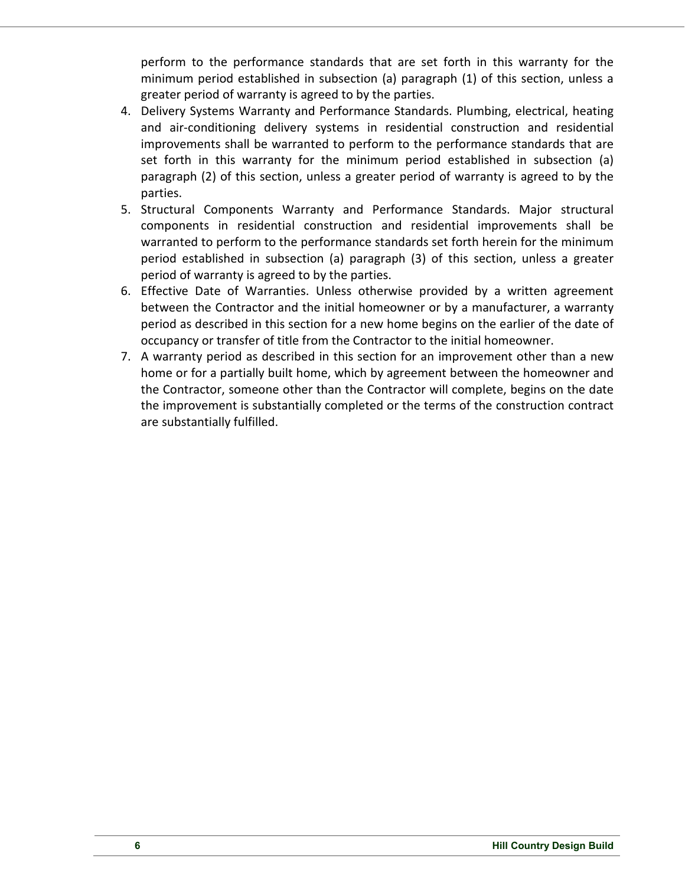perform to the performance standards that are set forth in this warranty for the minimum period established in subsection (a) paragraph (1) of this section, unless a greater period of warranty is agreed to by the parties.

4. Delivery Systems Warranty and Performance Standards. Plumbing, electrical, heating and air-conditioning delivery systems in residential construction and residential improvements shall be warranted to perform to the performance standards that are set forth in this warranty for the minimum period established in subsection (a) paragraph (2) of this section, unless a greater period of warranty is agreed to by the parties.
5. Structural Components Warranty and Performance Standards. Major structural components in residential construction and residential improvements shall be warranted to perform to the performance standards set forth herein for the minimum period established in subsection (a) paragraph (3) of this section, unless a greater period of warranty is agreed to by the parties.
6. Effective Date of Warranties. Unless otherwise provided by a written agreement between the Contractor and the initial homeowner or by a manufacturer, a warranty period as described in this section for a new home begins on the earlier of the date of occupancy or transfer of title from the Contractor to the initial homeowner.
7. A warranty period as described in this section for an improvement other than a new home or for a partially built home, which by agreement between the homeowner and the Contractor, someone other than the Contractor will complete, begins on the date the improvement is substantially completed or the terms of the construction contract are substantially fulfilled.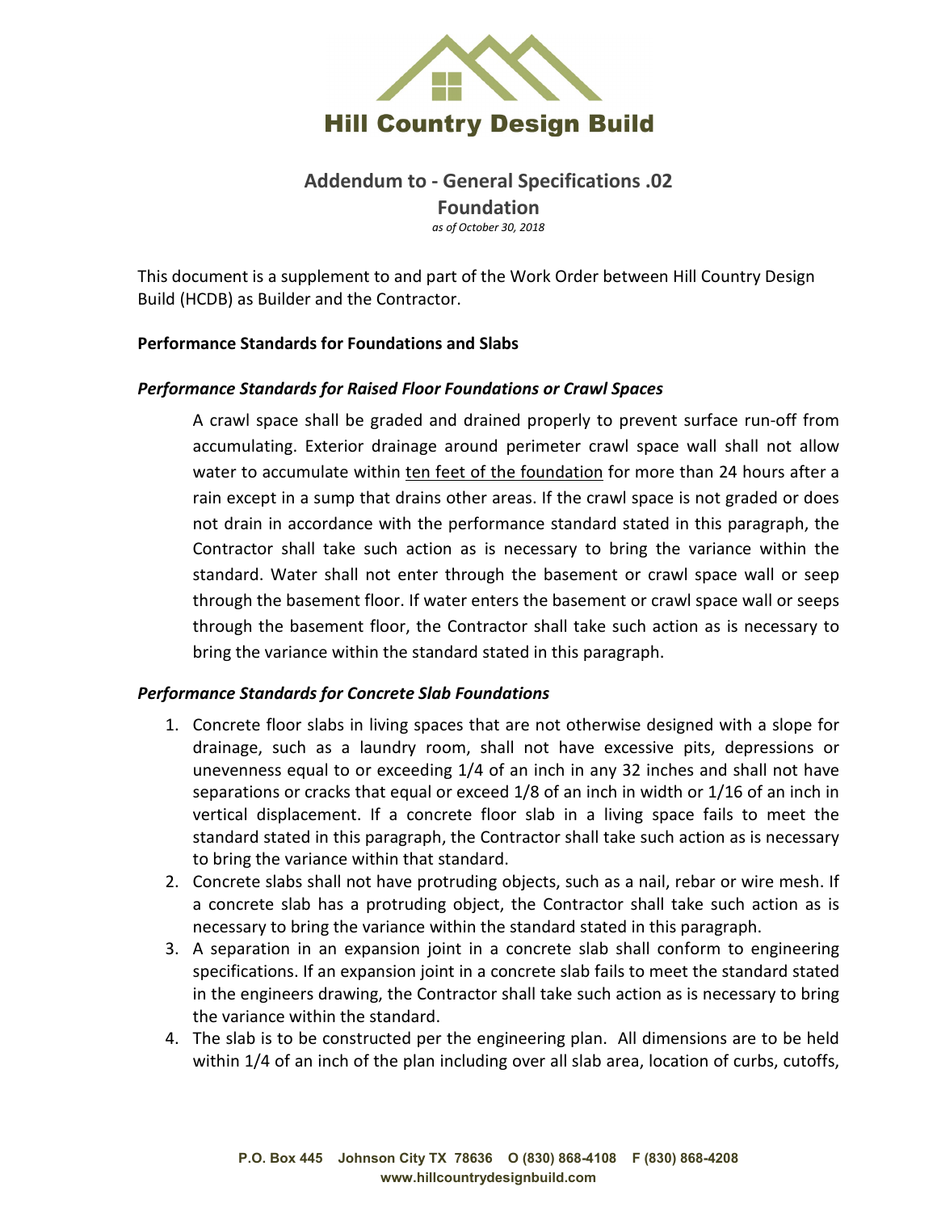# Hill Country Design Build

## Addendum to - General Specifications .02

## Foundation

*as of October 30, 2018*

This document is a supplement to and part of the Work Order between Hill Country Design Build (HCDB) as Builder and the Contractor.

**Performance Standards for Foundations and Slabs**

***Performance Standards for Raised Floor Foundations or Crawl Spaces***

A crawl space shall be graded and drained properly to prevent surface run-off from accumulating. Exterior drainage around perimeter crawl space wall shall not allow water to accumulate within <u>ten feet of the foundation</u> for more than 24 hours after a rain except in a sump that drains other areas. If the crawl space is not graded or does not drain in accordance with the performance standard stated in this paragraph, the Contractor shall take such action as is necessary to bring the variance within the standard. Water shall not enter through the basement or crawl space wall or seep through the basement floor. If water enters the basement or crawl space wall or seeps through the basement floor, the Contractor shall take such action as is necessary to bring the variance within the standard stated in this paragraph.

***Performance Standards for Concrete Slab Foundations***

1. Concrete floor slabs in living spaces that are not otherwise designed with a slope for drainage, such as a laundry room, shall not have excessive pits, depressions or unevenness equal to or exceeding 1/4 of an inch in any 32 inches and shall not have separations or cracks that equal or exceed 1/8 of an inch in width or 1/16 of an inch in vertical displacement. If a concrete floor slab in a living space fails to meet the standard stated in this paragraph, the Contractor shall take such action as is necessary to bring the variance within that standard.
2. Concrete slabs shall not have protruding objects, such as a nail, rebar or wire mesh. If a concrete slab has a protruding object, the Contractor shall take such action as is necessary to bring the variance within the standard stated in this paragraph.
3. A separation in an expansion joint in a concrete slab shall conform to engineering specifications. If an expansion joint in a concrete slab fails to meet the standard stated in the engineers drawing, the Contractor shall take such action as is necessary to bring the variance within the standard.
4. The slab is to be constructed per the engineering plan. All dimensions are to be held within 1/4 of an inch of the plan including over all slab area, location of curbs, cutoffs,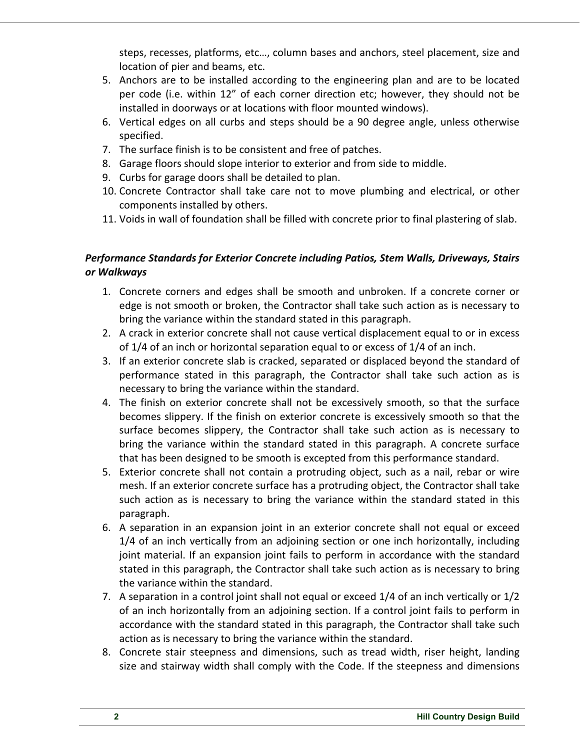steps, recesses, platforms, etc…, column bases and anchors, steel placement, size and location of pier and beams, etc.

5. Anchors are to be installed according to the engineering plan and are to be located per code (i.e. within 12" of each corner direction etc; however, they should not be installed in doorways or at locations with floor mounted windows).
6. Vertical edges on all curbs and steps should be a 90 degree angle, unless otherwise specified.
7. The surface finish is to be consistent and free of patches.
8. Garage floors should slope interior to exterior and from side to middle.
9. Curbs for garage doors shall be detailed to plan.
10. Concrete Contractor shall take care not to move plumbing and electrical, or other components installed by others.
11. Voids in wall of foundation shall be filled with concrete prior to final plastering of slab.

***Performance Standards for Exterior Concrete including Patios, Stem Walls, Driveways, Stairs or Walkways***

1. Concrete corners and edges shall be smooth and unbroken. If a concrete corner or edge is not smooth or broken, the Contractor shall take such action as is necessary to bring the variance within the standard stated in this paragraph.
2. A crack in exterior concrete shall not cause vertical displacement equal to or in excess of 1/4 of an inch or horizontal separation equal to or excess of 1/4 of an inch.
3. If an exterior concrete slab is cracked, separated or displaced beyond the standard of performance stated in this paragraph, the Contractor shall take such action as is necessary to bring the variance within the standard.
4. The finish on exterior concrete shall not be excessively smooth, so that the surface becomes slippery. If the finish on exterior concrete is excessively smooth so that the surface becomes slippery, the Contractor shall take such action as is necessary to bring the variance within the standard stated in this paragraph. A concrete surface that has been designed to be smooth is excepted from this performance standard.
5. Exterior concrete shall not contain a protruding object, such as a nail, rebar or wire mesh. If an exterior concrete surface has a protruding object, the Contractor shall take such action as is necessary to bring the variance within the standard stated in this paragraph.
6. A separation in an expansion joint in an exterior concrete shall not equal or exceed 1/4 of an inch vertically from an adjoining section or one inch horizontally, including joint material. If an expansion joint fails to perform in accordance with the standard stated in this paragraph, the Contractor shall take such action as is necessary to bring the variance within the standard.
7. A separation in a control joint shall not equal or exceed 1/4 of an inch vertically or 1/2 of an inch horizontally from an adjoining section. If a control joint fails to perform in accordance with the standard stated in this paragraph, the Contractor shall take such action as is necessary to bring the variance within the standard.
8. Concrete stair steepness and dimensions, such as tread width, riser height, landing size and stairway width shall comply with the Code. If the steepness and dimensions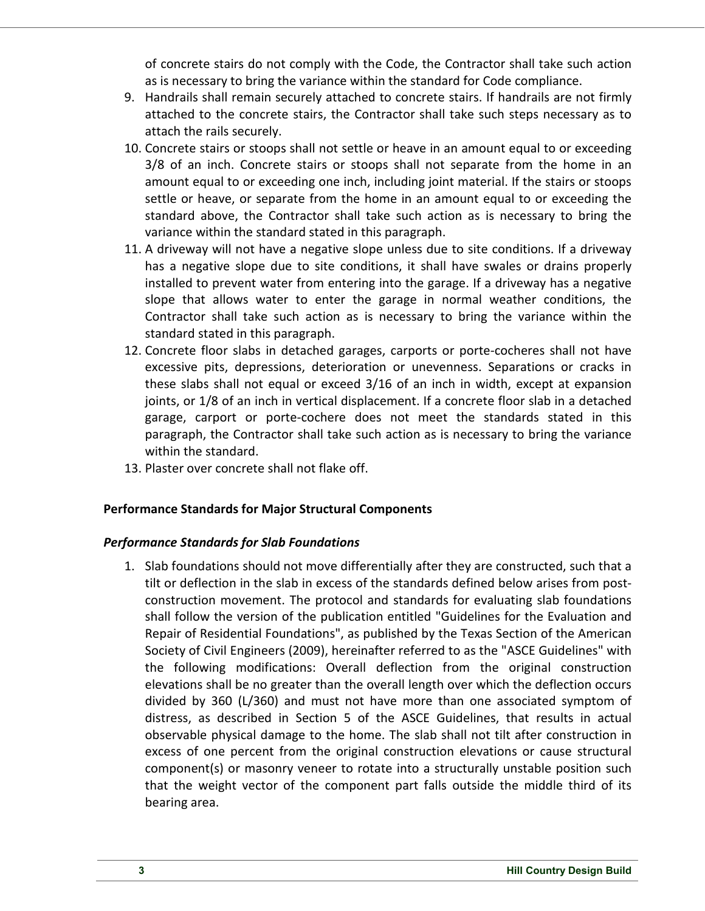of concrete stairs do not comply with the Code, the Contractor shall take such action as is necessary to bring the variance within the standard for Code compliance.

9. Handrails shall remain securely attached to concrete stairs. If handrails are not firmly attached to the concrete stairs, the Contractor shall take such steps necessary as to attach the rails securely.
10. Concrete stairs or stoops shall not settle or heave in an amount equal to or exceeding 3/8 of an inch. Concrete stairs or stoops shall not separate from the home in an amount equal to or exceeding one inch, including joint material. If the stairs or stoops settle or heave, or separate from the home in an amount equal to or exceeding the standard above, the Contractor shall take such action as is necessary to bring the variance within the standard stated in this paragraph.
11. A driveway will not have a negative slope unless due to site conditions. If a driveway has a negative slope due to site conditions, it shall have swales or drains properly installed to prevent water from entering into the garage. If a driveway has a negative slope that allows water to enter the garage in normal weather conditions, the Contractor shall take such action as is necessary to bring the variance within the standard stated in this paragraph.
12. Concrete floor slabs in detached garages, carports or porte-cocheres shall not have excessive pits, depressions, deterioration or unevenness. Separations or cracks in these slabs shall not equal or exceed 3/16 of an inch in width, except at expansion joints, or 1/8 of an inch in vertical displacement. If a concrete floor slab in a detached garage, carport or porte-cochere does not meet the standards stated in this paragraph, the Contractor shall take such action as is necessary to bring the variance within the standard.
13. Plaster over concrete shall not flake off.

**Performance Standards for Major Structural Components**

***Performance Standards for Slab Foundations***

1. Slab foundations should not move differentially after they are constructed, such that a tilt or deflection in the slab in excess of the standards defined below arises from post-construction movement. The protocol and standards for evaluating slab foundations shall follow the version of the publication entitled "Guidelines for the Evaluation and Repair of Residential Foundations", as published by the Texas Section of the American Society of Civil Engineers (2009), hereinafter referred to as the "ASCE Guidelines" with the following modifications: Overall deflection from the original construction elevations shall be no greater than the overall length over which the deflection occurs divided by 360 (L/360) and must not have more than one associated symptom of distress, as described in Section 5 of the ASCE Guidelines, that results in actual observable physical damage to the home. The slab shall not tilt after construction in excess of one percent from the original construction elevations or cause structural component(s) or masonry veneer to rotate into a structurally unstable position such that the weight vector of the component part falls outside the middle third of its bearing area.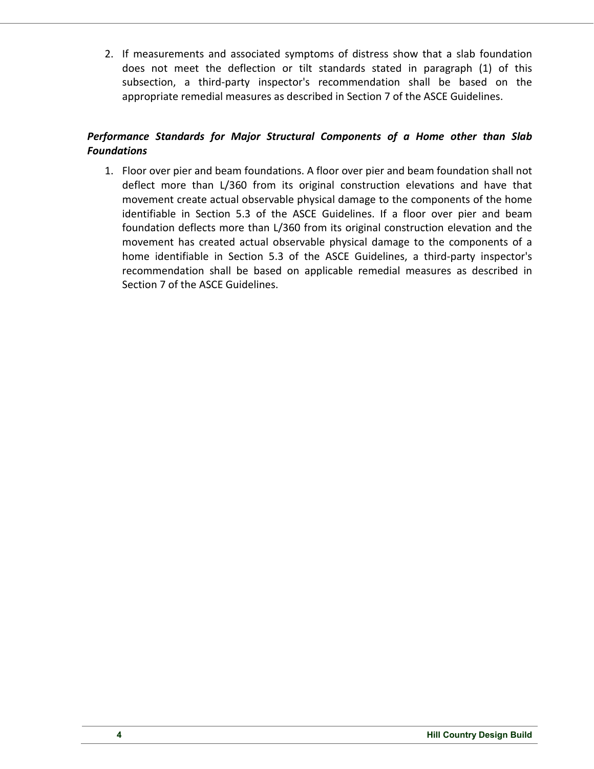2. If measurements and associated symptoms of distress show that a slab foundation does not meet the deflection or tilt standards stated in paragraph (1) of this subsection, a third-party inspector's recommendation shall be based on the appropriate remedial measures as described in Section 7 of the ASCE Guidelines.

***Performance Standards for Major Structural Components of a Home other than Slab Foundations***

1. Floor over pier and beam foundations. A floor over pier and beam foundation shall not deflect more than L/360 from its original construction elevations and have that movement create actual observable physical damage to the components of the home identifiable in Section 5.3 of the ASCE Guidelines. If a floor over pier and beam foundation deflects more than L/360 from its original construction elevation and the movement has created actual observable physical damage to the components of a home identifiable in Section 5.3 of the ASCE Guidelines, a third-party inspector's recommendation shall be based on applicable remedial measures as described in Section 7 of the ASCE Guidelines.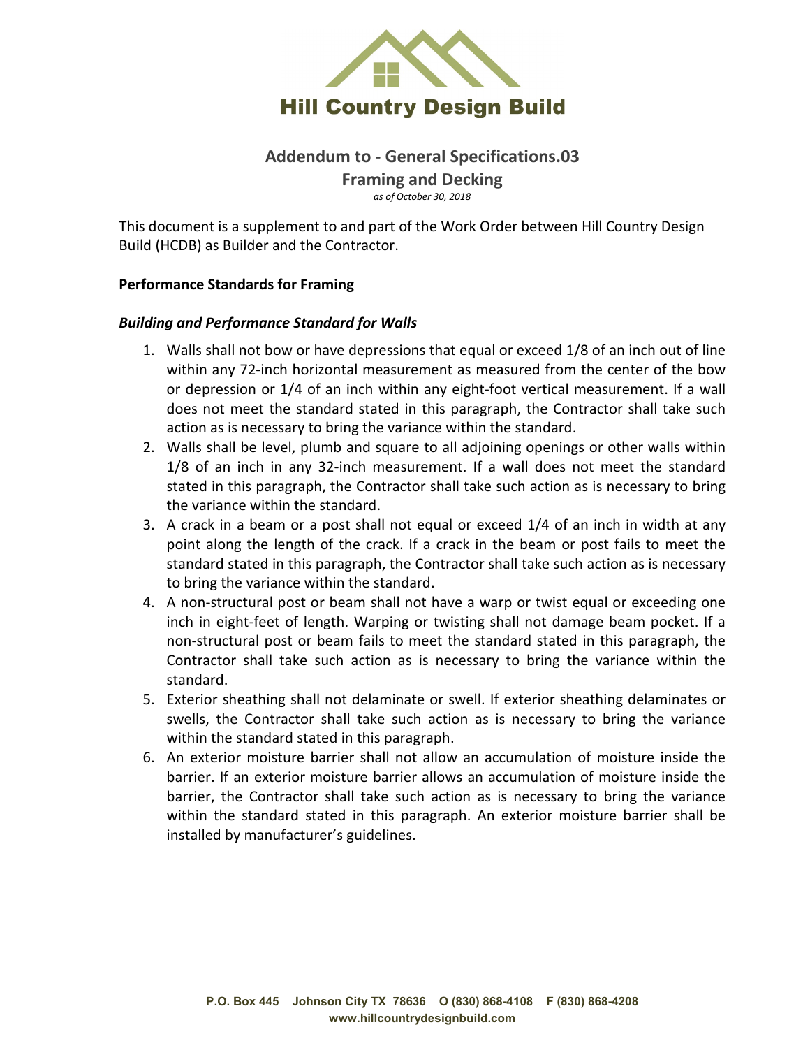Hill Country Design Build

## Addendum to - General Specifications.03

## Framing and Decking

*as of October 30, 2018*

This document is a supplement to and part of the Work Order between Hill Country Design Build (HCDB) as Builder and the Contractor.

**Performance Standards for Framing**

***Building and Performance Standard for Walls***

1. Walls shall not bow or have depressions that equal or exceed 1/8 of an inch out of line within any 72-inch horizontal measurement as measured from the center of the bow or depression or 1/4 of an inch within any eight-foot vertical measurement. If a wall does not meet the standard stated in this paragraph, the Contractor shall take such action as is necessary to bring the variance within the standard.
2. Walls shall be level, plumb and square to all adjoining openings or other walls within 1/8 of an inch in any 32-inch measurement. If a wall does not meet the standard stated in this paragraph, the Contractor shall take such action as is necessary to bring the variance within the standard.
3. A crack in a beam or a post shall not equal or exceed 1/4 of an inch in width at any point along the length of the crack. If a crack in the beam or post fails to meet the standard stated in this paragraph, the Contractor shall take such action as is necessary to bring the variance within the standard.
4. A non-structural post or beam shall not have a warp or twist equal or exceeding one inch in eight-feet of length. Warping or twisting shall not damage beam pocket. If a non-structural post or beam fails to meet the standard stated in this paragraph, the Contractor shall take such action as is necessary to bring the variance within the standard.
5. Exterior sheathing shall not delaminate or swell. If exterior sheathing delaminates or swells, the Contractor shall take such action as is necessary to bring the variance within the standard stated in this paragraph.
6. An exterior moisture barrier shall not allow an accumulation of moisture inside the barrier. If an exterior moisture barrier allows an accumulation of moisture inside the barrier, the Contractor shall take such action as is necessary to bring the variance within the standard stated in this paragraph. An exterior moisture barrier shall be installed by manufacturer's guidelines.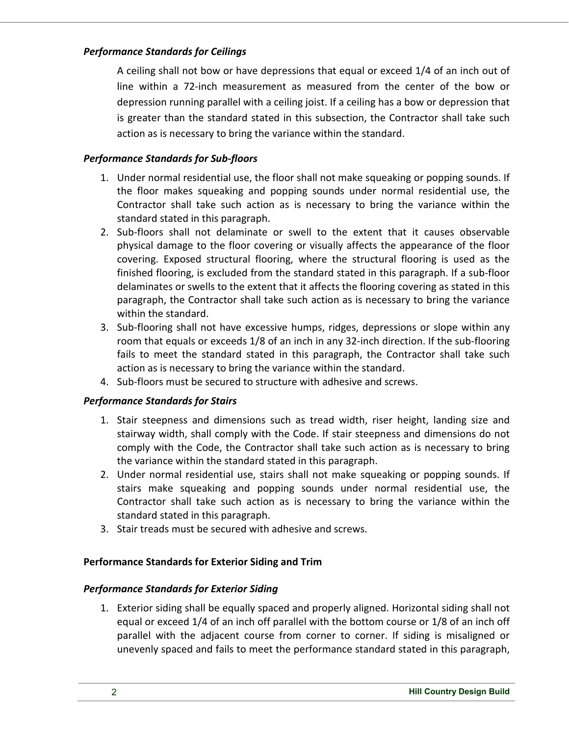***Performance Standards for Ceilings***

A ceiling shall not bow or have depressions that equal or exceed 1/4 of an inch out of line within a 72-inch measurement as measured from the center of the bow or depression running parallel with a ceiling joist. If a ceiling has a bow or depression that is greater than the standard stated in this subsection, the Contractor shall take such action as is necessary to bring the variance within the standard.

***Performance Standards for Sub-floors***

1. Under normal residential use, the floor shall not make squeaking or popping sounds. If the floor makes squeaking and popping sounds under normal residential use, the Contractor shall take such action as is necessary to bring the variance within the standard stated in this paragraph.
2. Sub-floors shall not delaminate or swell to the extent that it causes observable physical damage to the floor covering or visually affects the appearance of the floor covering. Exposed structural flooring, where the structural flooring is used as the finished flooring, is excluded from the standard stated in this paragraph. If a sub-floor delaminates or swells to the extent that it affects the flooring covering as stated in this paragraph, the Contractor shall take such action as is necessary to bring the variance within the standard.
3. Sub-flooring shall not have excessive humps, ridges, depressions or slope within any room that equals or exceeds 1/8 of an inch in any 32-inch direction. If the sub-flooring fails to meet the standard stated in this paragraph, the Contractor shall take such action as is necessary to bring the variance within the standard.
4. Sub-floors must be secured to structure with adhesive and screws.

***Performance Standards for Stairs***

1. Stair steepness and dimensions such as tread width, riser height, landing size and stairway width, shall comply with the Code. If stair steepness and dimensions do not comply with the Code, the Contractor shall take such action as is necessary to bring the variance within the standard stated in this paragraph.
2. Under normal residential use, stairs shall not make squeaking or popping sounds. If stairs make squeaking and popping sounds under normal residential use, the Contractor shall take such action as is necessary to bring the variance within the standard stated in this paragraph.
3. Stair treads must be secured with adhesive and screws.

**Performance Standards for Exterior Siding and Trim**

***Performance Standards for Exterior Siding***

1. Exterior siding shall be equally spaced and properly aligned. Horizontal siding shall not equal or exceed 1/4 of an inch off parallel with the bottom course or 1/8 of an inch off parallel with the adjacent course from corner to corner. If siding is misaligned or unevenly spaced and fails to meet the performance standard stated in this paragraph,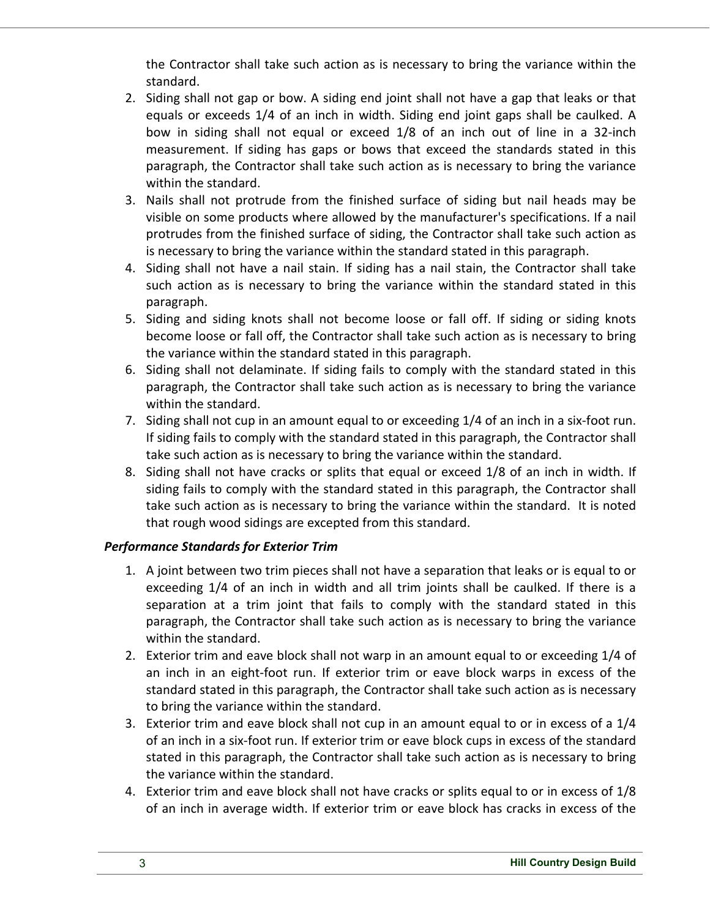the Contractor shall take such action as is necessary to bring the variance within the standard.

2. Siding shall not gap or bow. A siding end joint shall not have a gap that leaks or that equals or exceeds 1/4 of an inch in width. Siding end joint gaps shall be caulked. A bow in siding shall not equal or exceed 1/8 of an inch out of line in a 32-inch measurement. If siding has gaps or bows that exceed the standards stated in this paragraph, the Contractor shall take such action as is necessary to bring the variance within the standard.
3. Nails shall not protrude from the finished surface of siding but nail heads may be visible on some products where allowed by the manufacturer's specifications. If a nail protrudes from the finished surface of siding, the Contractor shall take such action as is necessary to bring the variance within the standard stated in this paragraph.
4. Siding shall not have a nail stain. If siding has a nail stain, the Contractor shall take such action as is necessary to bring the variance within the standard stated in this paragraph.
5. Siding and siding knots shall not become loose or fall off. If siding or siding knots become loose or fall off, the Contractor shall take such action as is necessary to bring the variance within the standard stated in this paragraph.
6. Siding shall not delaminate. If siding fails to comply with the standard stated in this paragraph, the Contractor shall take such action as is necessary to bring the variance within the standard.
7. Siding shall not cup in an amount equal to or exceeding 1/4 of an inch in a six-foot run. If siding fails to comply with the standard stated in this paragraph, the Contractor shall take such action as is necessary to bring the variance within the standard.
8. Siding shall not have cracks or splits that equal or exceed 1/8 of an inch in width. If siding fails to comply with the standard stated in this paragraph, the Contractor shall take such action as is necessary to bring the variance within the standard. It is noted that rough wood sidings are excepted from this standard.

***Performance Standards for Exterior Trim***

1. A joint between two trim pieces shall not have a separation that leaks or is equal to or exceeding 1/4 of an inch in width and all trim joints shall be caulked. If there is a separation at a trim joint that fails to comply with the standard stated in this paragraph, the Contractor shall take such action as is necessary to bring the variance within the standard.
2. Exterior trim and eave block shall not warp in an amount equal to or exceeding 1/4 of an inch in an eight-foot run. If exterior trim or eave block warps in excess of the standard stated in this paragraph, the Contractor shall take such action as is necessary to bring the variance within the standard.
3. Exterior trim and eave block shall not cup in an amount equal to or in excess of a 1/4 of an inch in a six-foot run. If exterior trim or eave block cups in excess of the standard stated in this paragraph, the Contractor shall take such action as is necessary to bring the variance within the standard.
4. Exterior trim and eave block shall not have cracks or splits equal to or in excess of 1/8 of an inch in average width. If exterior trim or eave block has cracks in excess of the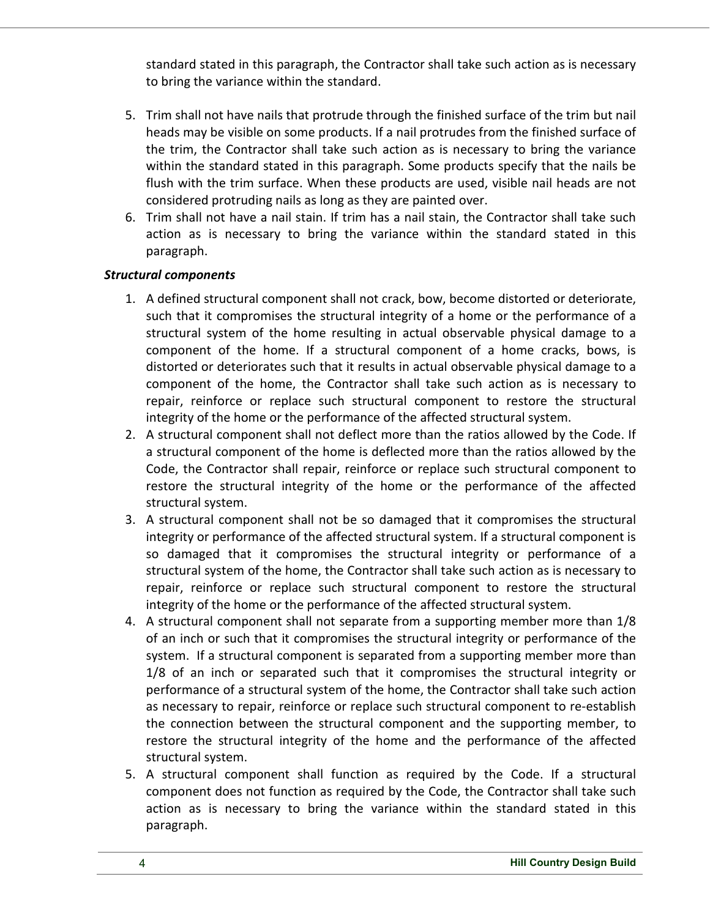standard stated in this paragraph, the Contractor shall take such action as is necessary to bring the variance within the standard.

5. Trim shall not have nails that protrude through the finished surface of the trim but nail heads may be visible on some products. If a nail protrudes from the finished surface of the trim, the Contractor shall take such action as is necessary to bring the variance within the standard stated in this paragraph. Some products specify that the nails be flush with the trim surface. When these products are used, visible nail heads are not considered protruding nails as long as they are painted over.
6. Trim shall not have a nail stain. If trim has a nail stain, the Contractor shall take such action as is necessary to bring the variance within the standard stated in this paragraph.

***Structural components***

1. A defined structural component shall not crack, bow, become distorted or deteriorate, such that it compromises the structural integrity of a home or the performance of a structural system of the home resulting in actual observable physical damage to a component of the home. If a structural component of a home cracks, bows, is distorted or deteriorates such that it results in actual observable physical damage to a component of the home, the Contractor shall take such action as is necessary to repair, reinforce or replace such structural component to restore the structural integrity of the home or the performance of the affected structural system.
2. A structural component shall not deflect more than the ratios allowed by the Code. If a structural component of the home is deflected more than the ratios allowed by the Code, the Contractor shall repair, reinforce or replace such structural component to restore the structural integrity of the home or the performance of the affected structural system.
3. A structural component shall not be so damaged that it compromises the structural integrity or performance of the affected structural system. If a structural component is so damaged that it compromises the structural integrity or performance of a structural system of the home, the Contractor shall take such action as is necessary to repair, reinforce or replace such structural component to restore the structural integrity of the home or the performance of the affected structural system.
4. A structural component shall not separate from a supporting member more than 1/8 of an inch or such that it compromises the structural integrity or performance of the system. If a structural component is separated from a supporting member more than 1/8 of an inch or separated such that it compromises the structural integrity or performance of a structural system of the home, the Contractor shall take such action as necessary to repair, reinforce or replace such structural component to re-establish the connection between the structural component and the supporting member, to restore the structural integrity of the home and the performance of the affected structural system.
5. A structural component shall function as required by the Code. If a structural component does not function as required by the Code, the Contractor shall take such action as is necessary to bring the variance within the standard stated in this paragraph.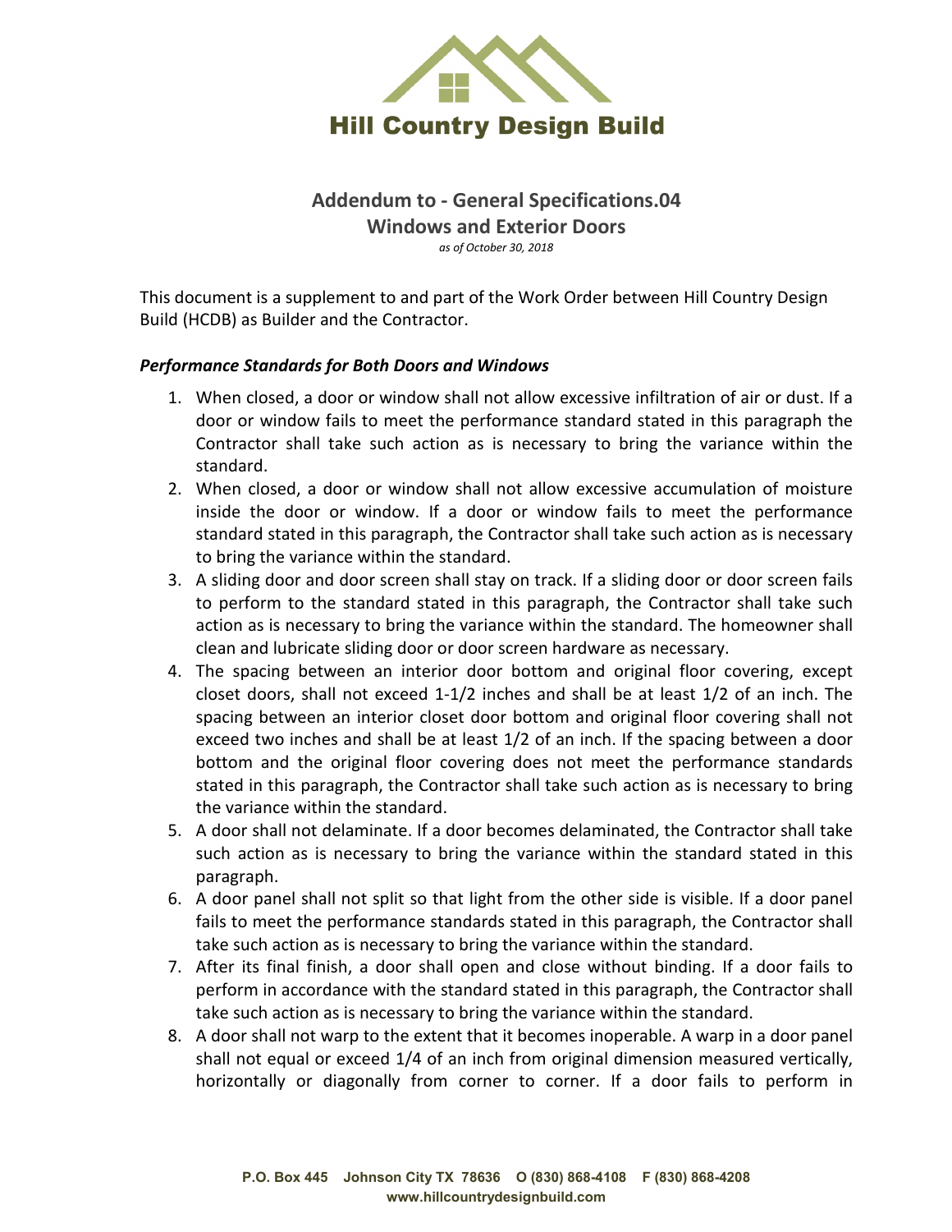# Hill Country Design Build

## Addendum to - General Specifications.04
## Windows and Exterior Doors

*as of October 30, 2018*

This document is a supplement to and part of the Work Order between Hill Country Design Build (HCDB) as Builder and the Contractor.

### *Performance Standards for Both Doors and Windows*

1. When closed, a door or window shall not allow excessive infiltration of air or dust. If a door or window fails to meet the performance standard stated in this paragraph the Contractor shall take such action as is necessary to bring the variance within the standard.
2. When closed, a door or window shall not allow excessive accumulation of moisture inside the door or window. If a door or window fails to meet the performance standard stated in this paragraph, the Contractor shall take such action as is necessary to bring the variance within the standard.
3. A sliding door and door screen shall stay on track. If a sliding door or door screen fails to perform to the standard stated in this paragraph, the Contractor shall take such action as is necessary to bring the variance within the standard. The homeowner shall clean and lubricate sliding door or door screen hardware as necessary.
4. The spacing between an interior door bottom and original floor covering, except closet doors, shall not exceed 1-1/2 inches and shall be at least 1/2 of an inch. The spacing between an interior closet door bottom and original floor covering shall not exceed two inches and shall be at least 1/2 of an inch. If the spacing between a door bottom and the original floor covering does not meet the performance standards stated in this paragraph, the Contractor shall take such action as is necessary to bring the variance within the standard.
5. A door shall not delaminate. If a door becomes delaminated, the Contractor shall take such action as is necessary to bring the variance within the standard stated in this paragraph.
6. A door panel shall not split so that light from the other side is visible. If a door panel fails to meet the performance standards stated in this paragraph, the Contractor shall take such action as is necessary to bring the variance within the standard.
7. After its final finish, a door shall open and close without binding. If a door fails to perform in accordance with the standard stated in this paragraph, the Contractor shall take such action as is necessary to bring the variance within the standard.
8. A door shall not warp to the extent that it becomes inoperable. A warp in a door panel shall not equal or exceed 1/4 of an inch from original dimension measured vertically, horizontally or diagonally from corner to corner. If a door fails to perform in

P.O. Box 445 Johnson City TX 78636 O (830) 868-4108 F (830) 868-4208
www.hillcountrydesignbuild.com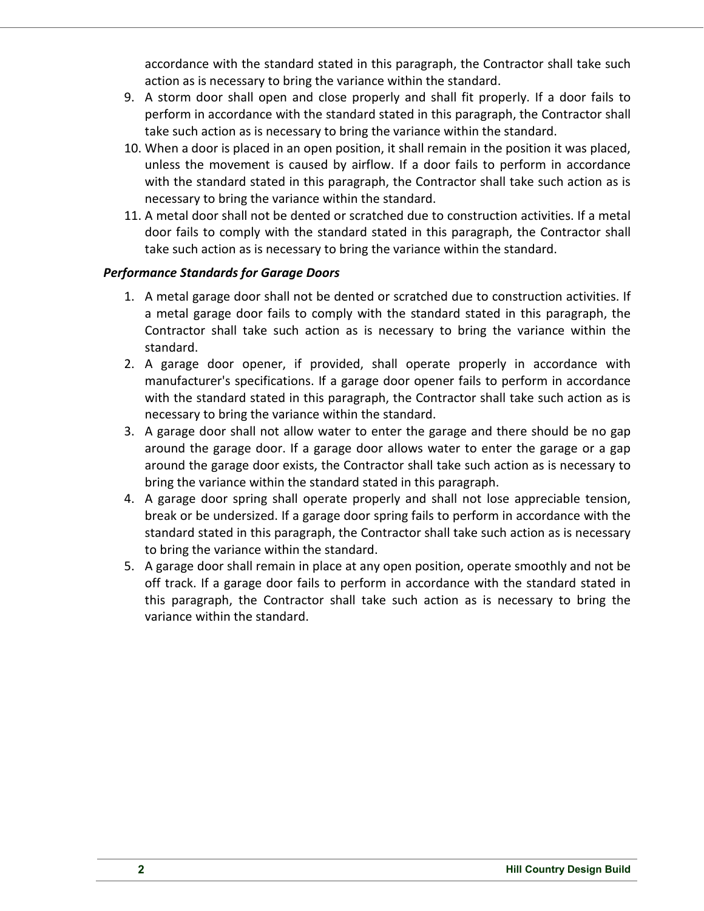accordance with the standard stated in this paragraph, the Contractor shall take such action as is necessary to bring the variance within the standard.

9. A storm door shall open and close properly and shall fit properly. If a door fails to perform in accordance with the standard stated in this paragraph, the Contractor shall take such action as is necessary to bring the variance within the standard.
10. When a door is placed in an open position, it shall remain in the position it was placed, unless the movement is caused by airflow. If a door fails to perform in accordance with the standard stated in this paragraph, the Contractor shall take such action as is necessary to bring the variance within the standard.
11. A metal door shall not be dented or scratched due to construction activities. If a metal door fails to comply with the standard stated in this paragraph, the Contractor shall take such action as is necessary to bring the variance within the standard.

### *Performance Standards for Garage Doors*

1. A metal garage door shall not be dented or scratched due to construction activities. If a metal garage door fails to comply with the standard stated in this paragraph, the Contractor shall take such action as is necessary to bring the variance within the standard.
2. A garage door opener, if provided, shall operate properly in accordance with manufacturer's specifications. If a garage door opener fails to perform in accordance with the standard stated in this paragraph, the Contractor shall take such action as is necessary to bring the variance within the standard.
3. A garage door shall not allow water to enter the garage and there should be no gap around the garage door. If a garage door allows water to enter the garage or a gap around the garage door exists, the Contractor shall take such action as is necessary to bring the variance within the standard stated in this paragraph.
4. A garage door spring shall operate properly and shall not lose appreciable tension, break or be undersized. If a garage door spring fails to perform in accordance with the standard stated in this paragraph, the Contractor shall take such action as is necessary to bring the variance within the standard.
5. A garage door shall remain in place at any open position, operate smoothly and not be off track. If a garage door fails to perform in accordance with the standard stated in this paragraph, the Contractor shall take such action as is necessary to bring the variance within the standard.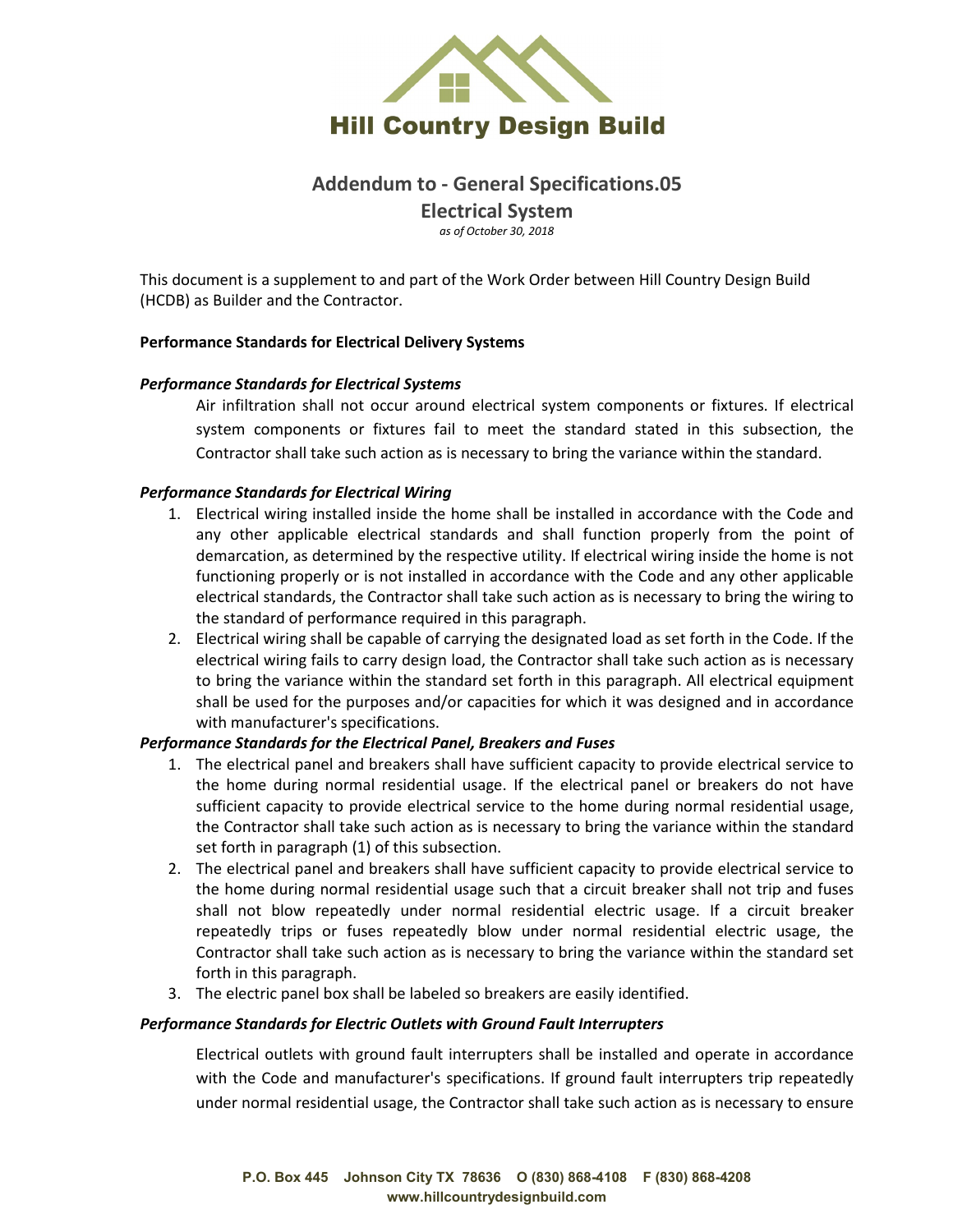# Hill Country Design Build

## Addendum to - General Specifications.05
## Electrical System

*as of October 30, 2018*

This document is a supplement to and part of the Work Order between Hill Country Design Build (HCDB) as Builder and the Contractor.

**Performance Standards for Electrical Delivery Systems**

***Performance Standards for Electrical Systems***

Air infiltration shall not occur around electrical system components or fixtures. If electrical system components or fixtures fail to meet the standard stated in this subsection, the Contractor shall take such action as is necessary to bring the variance within the standard.

***Performance Standards for Electrical Wiring***

1. Electrical wiring installed inside the home shall be installed in accordance with the Code and any other applicable electrical standards and shall function properly from the point of demarcation, as determined by the respective utility. If electrical wiring inside the home is not functioning properly or is not installed in accordance with the Code and any other applicable electrical standards, the Contractor shall take such action as is necessary to bring the wiring to the standard of performance required in this paragraph.
2. Electrical wiring shall be capable of carrying the designated load as set forth in the Code. If the electrical wiring fails to carry design load, the Contractor shall take such action as is necessary to bring the variance within the standard set forth in this paragraph. All electrical equipment shall be used for the purposes and/or capacities for which it was designed and in accordance with manufacturer's specifications.

***Performance Standards for the Electrical Panel, Breakers and Fuses***

1. The electrical panel and breakers shall have sufficient capacity to provide electrical service to the home during normal residential usage. If the electrical panel or breakers do not have sufficient capacity to provide electrical service to the home during normal residential usage, the Contractor shall take such action as is necessary to bring the variance within the standard set forth in paragraph (1) of this subsection.
2. The electrical panel and breakers shall have sufficient capacity to provide electrical service to the home during normal residential usage such that a circuit breaker shall not trip and fuses shall not blow repeatedly under normal residential electric usage. If a circuit breaker repeatedly trips or fuses repeatedly blow under normal residential electric usage, the Contractor shall take such action as is necessary to bring the variance within the standard set forth in this paragraph.
3. The electric panel box shall be labeled so breakers are easily identified.

***Performance Standards for Electric Outlets with Ground Fault Interrupters***

Electrical outlets with ground fault interrupters shall be installed and operate in accordance with the Code and manufacturer's specifications. If ground fault interrupters trip repeatedly under normal residential usage, the Contractor shall take such action as is necessary to ensure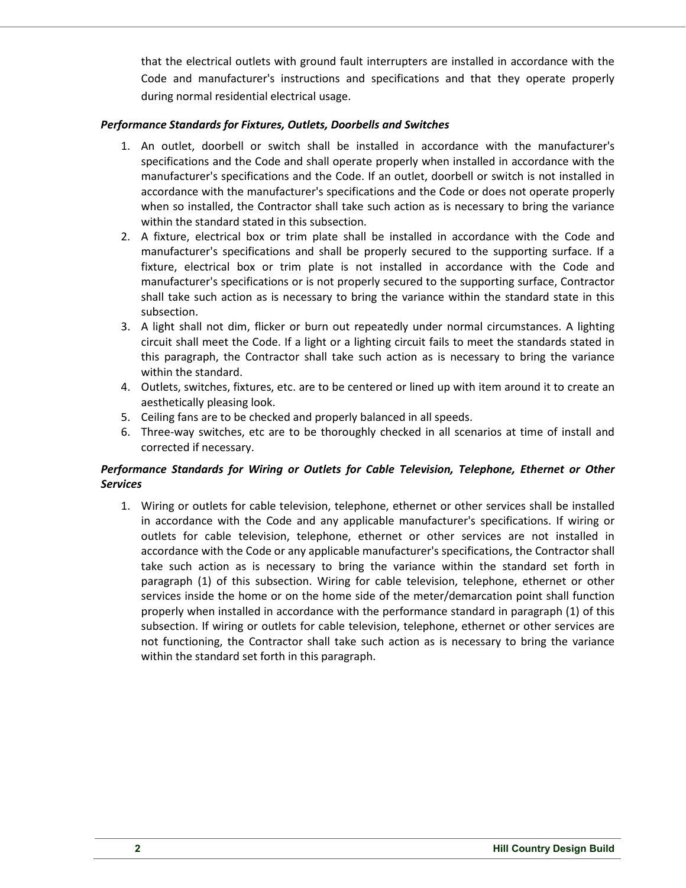that the electrical outlets with ground fault interrupters are installed in accordance with the Code and manufacturer's instructions and specifications and that they operate properly during normal residential electrical usage.

***Performance Standards for Fixtures, Outlets, Doorbells and Switches***

1. An outlet, doorbell or switch shall be installed in accordance with the manufacturer's specifications and the Code and shall operate properly when installed in accordance with the manufacturer's specifications and the Code. If an outlet, doorbell or switch is not installed in accordance with the manufacturer's specifications and the Code or does not operate properly when so installed, the Contractor shall take such action as is necessary to bring the variance within the standard stated in this subsection.
2. A fixture, electrical box or trim plate shall be installed in accordance with the Code and manufacturer's specifications and shall be properly secured to the supporting surface. If a fixture, electrical box or trim plate is not installed in accordance with the Code and manufacturer's specifications or is not properly secured to the supporting surface, Contractor shall take such action as is necessary to bring the variance within the standard state in this subsection.
3. A light shall not dim, flicker or burn out repeatedly under normal circumstances. A lighting circuit shall meet the Code. If a light or a lighting circuit fails to meet the standards stated in this paragraph, the Contractor shall take such action as is necessary to bring the variance within the standard.
4. Outlets, switches, fixtures, etc. are to be centered or lined up with item around it to create an aesthetically pleasing look.
5. Ceiling fans are to be checked and properly balanced in all speeds.
6. Three-way switches, etc are to be thoroughly checked in all scenarios at time of install and corrected if necessary.

***Performance Standards for Wiring or Outlets for Cable Television, Telephone, Ethernet or Other Services***

1. Wiring or outlets for cable television, telephone, ethernet or other services shall be installed in accordance with the Code and any applicable manufacturer's specifications. If wiring or outlets for cable television, telephone, ethernet or other services are not installed in accordance with the Code or any applicable manufacturer's specifications, the Contractor shall take such action as is necessary to bring the variance within the standard set forth in paragraph (1) of this subsection. Wiring for cable television, telephone, ethernet or other services inside the home or on the home side of the meter/demarcation point shall function properly when installed in accordance with the performance standard in paragraph (1) of this subsection. If wiring or outlets for cable television, telephone, ethernet or other services are not functioning, the Contractor shall take such action as is necessary to bring the variance within the standard set forth in this paragraph.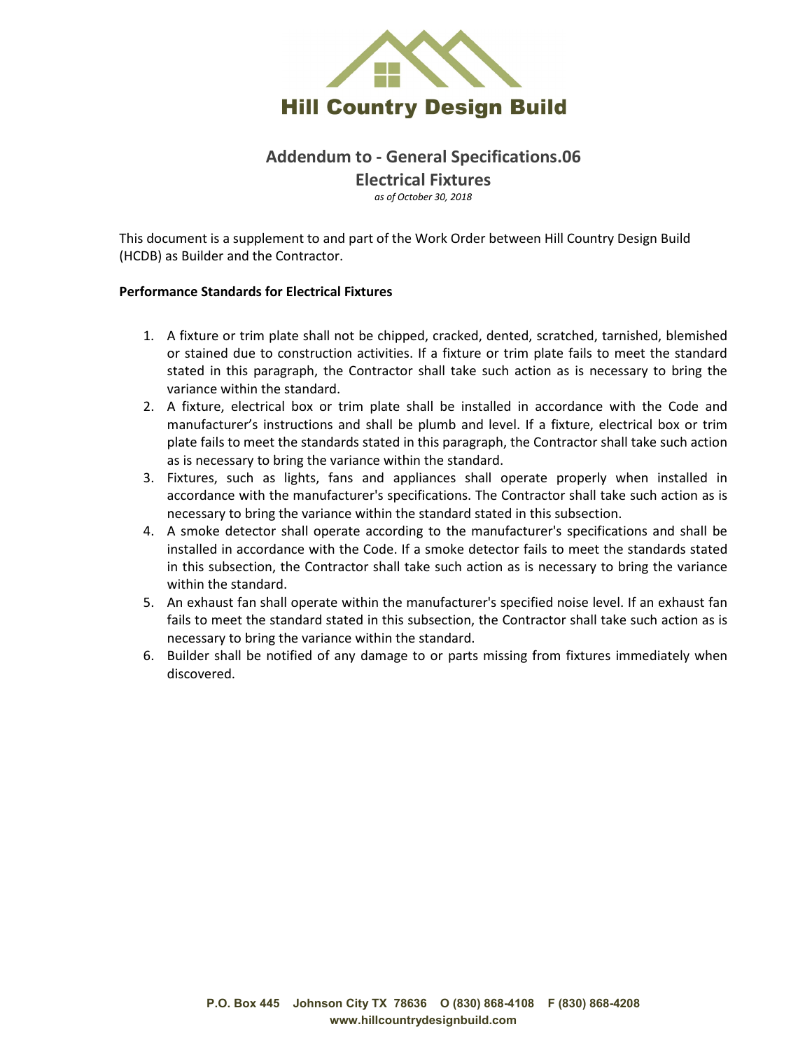# Hill Country Design Build

## Addendum to - General Specifications.06

## Electrical Fixtures

*as of October 30, 2018*

This document is a supplement to and part of the Work Order between Hill Country Design Build (HCDB) as Builder and the Contractor.

**Performance Standards for Electrical Fixtures**

1. A fixture or trim plate shall not be chipped, cracked, dented, scratched, tarnished, blemished or stained due to construction activities. If a fixture or trim plate fails to meet the standard stated in this paragraph, the Contractor shall take such action as is necessary to bring the variance within the standard.
2. A fixture, electrical box or trim plate shall be installed in accordance with the Code and manufacturer's instructions and shall be plumb and level. If a fixture, electrical box or trim plate fails to meet the standards stated in this paragraph, the Contractor shall take such action as is necessary to bring the variance within the standard.
3. Fixtures, such as lights, fans and appliances shall operate properly when installed in accordance with the manufacturer's specifications. The Contractor shall take such action as is necessary to bring the variance within the standard stated in this subsection.
4. A smoke detector shall operate according to the manufacturer's specifications and shall be installed in accordance with the Code. If a smoke detector fails to meet the standards stated in this subsection, the Contractor shall take such action as is necessary to bring the variance within the standard.
5. An exhaust fan shall operate within the manufacturer's specified noise level. If an exhaust fan fails to meet the standard stated in this subsection, the Contractor shall take such action as is necessary to bring the variance within the standard.
6. Builder shall be notified of any damage to or parts missing from fixtures immediately when discovered.

P.O. Box 445 Johnson City TX 78636 O (830) 868-4108 F (830) 868-4208
www.hillcountrydesignbuild.com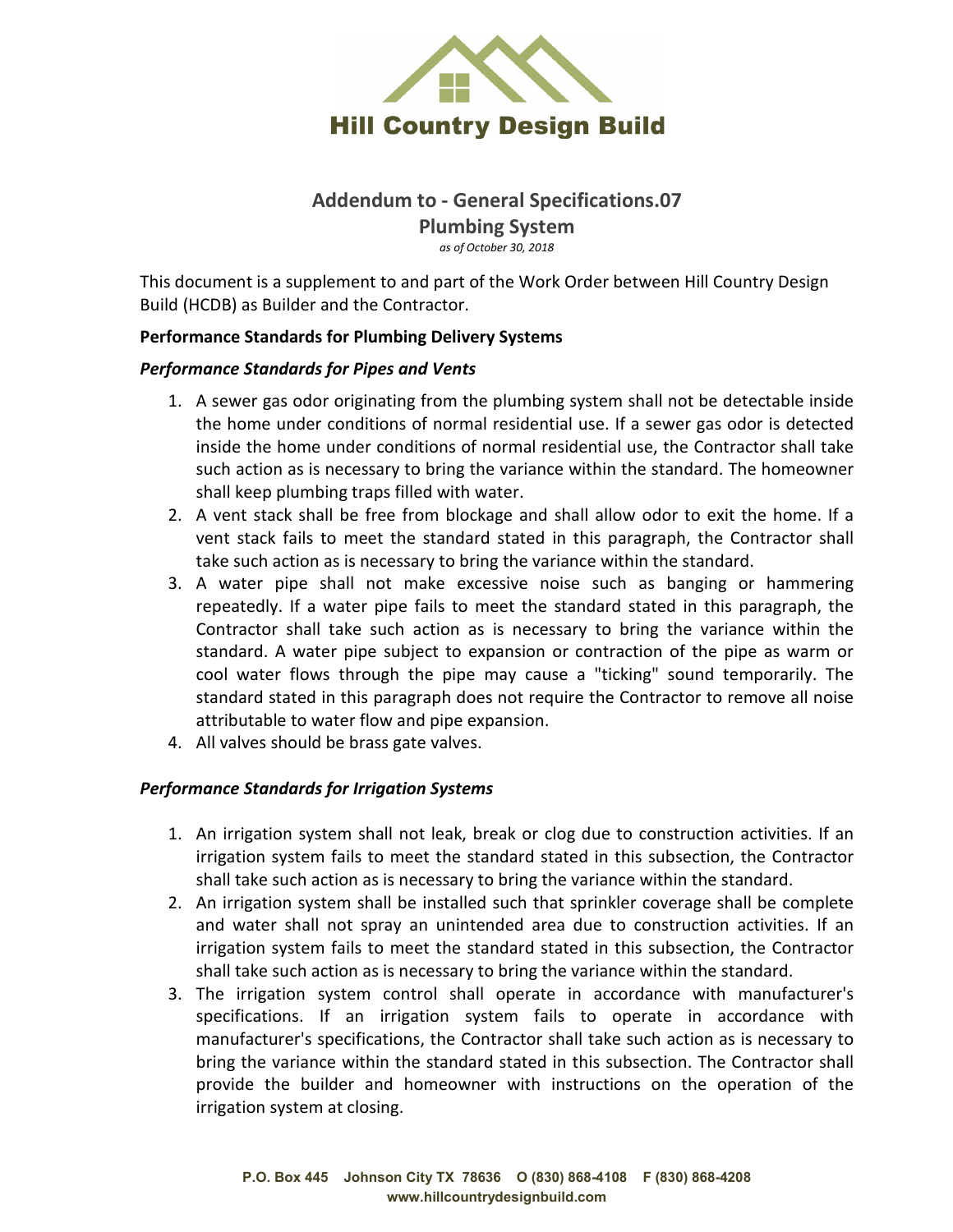# Hill Country Design Build

## Addendum to - General Specifications.07

## Plumbing System

*as of October 30, 2018*

This document is a supplement to and part of the Work Order between Hill Country Design Build (HCDB) as Builder and the Contractor.

**Performance Standards for Plumbing Delivery Systems**

***Performance Standards for Pipes and Vents***

1. A sewer gas odor originating from the plumbing system shall not be detectable inside the home under conditions of normal residential use. If a sewer gas odor is detected inside the home under conditions of normal residential use, the Contractor shall take such action as is necessary to bring the variance within the standard. The homeowner shall keep plumbing traps filled with water.
2. A vent stack shall be free from blockage and shall allow odor to exit the home. If a vent stack fails to meet the standard stated in this paragraph, the Contractor shall take such action as is necessary to bring the variance within the standard.
3. A water pipe shall not make excessive noise such as banging or hammering repeatedly. If a water pipe fails to meet the standard stated in this paragraph, the Contractor shall take such action as is necessary to bring the variance within the standard. A water pipe subject to expansion or contraction of the pipe as warm or cool water flows through the pipe may cause a "ticking" sound temporarily. The standard stated in this paragraph does not require the Contractor to remove all noise attributable to water flow and pipe expansion.
4. All valves should be brass gate valves.

***Performance Standards for Irrigation Systems***

1. An irrigation system shall not leak, break or clog due to construction activities. If an irrigation system fails to meet the standard stated in this subsection, the Contractor shall take such action as is necessary to bring the variance within the standard.
2. An irrigation system shall be installed such that sprinkler coverage shall be complete and water shall not spray an unintended area due to construction activities. If an irrigation system fails to meet the standard stated in this subsection, the Contractor shall take such action as is necessary to bring the variance within the standard.
3. The irrigation system control shall operate in accordance with manufacturer's specifications. If an irrigation system fails to operate in accordance with manufacturer's specifications, the Contractor shall take such action as is necessary to bring the variance within the standard stated in this subsection. The Contractor shall provide the builder and homeowner with instructions on the operation of the irrigation system at closing.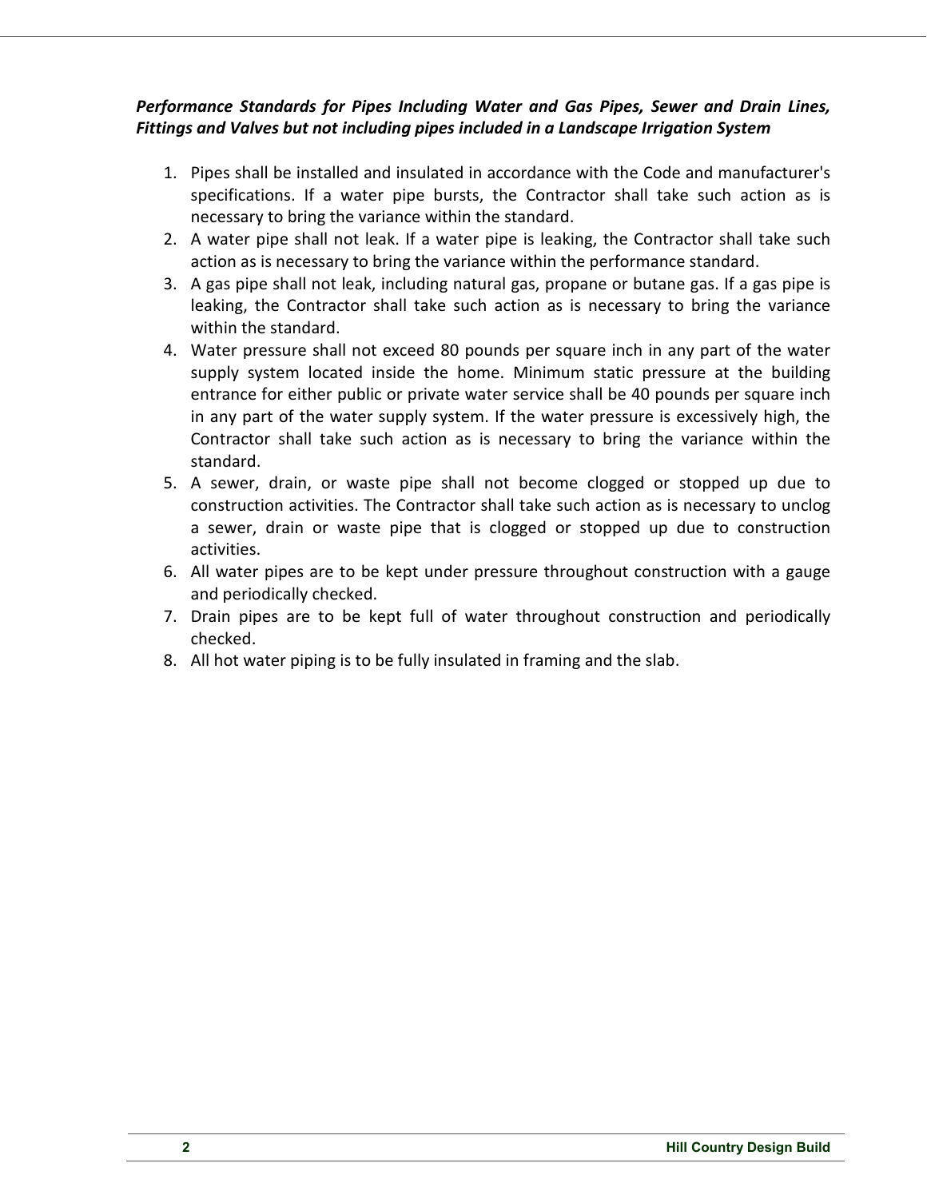***Performance Standards for Pipes Including Water and Gas Pipes, Sewer and Drain Lines, Fittings and Valves but not including pipes included in a Landscape Irrigation System***

1. Pipes shall be installed and insulated in accordance with the Code and manufacturer's specifications. If a water pipe bursts, the Contractor shall take such action as is necessary to bring the variance within the standard.
2. A water pipe shall not leak. If a water pipe is leaking, the Contractor shall take such action as is necessary to bring the variance within the performance standard.
3. A gas pipe shall not leak, including natural gas, propane or butane gas. If a gas pipe is leaking, the Contractor shall take such action as is necessary to bring the variance within the standard.
4. Water pressure shall not exceed 80 pounds per square inch in any part of the water supply system located inside the home. Minimum static pressure at the building entrance for either public or private water service shall be 40 pounds per square inch in any part of the water supply system. If the water pressure is excessively high, the Contractor shall take such action as is necessary to bring the variance within the standard.
5. A sewer, drain, or waste pipe shall not become clogged or stopped up due to construction activities. The Contractor shall take such action as is necessary to unclog a sewer, drain or waste pipe that is clogged or stopped up due to construction activities.
6. All water pipes are to be kept under pressure throughout construction with a gauge and periodically checked.
7. Drain pipes are to be kept full of water throughout construction and periodically checked.
8. All hot water piping is to be fully insulated in framing and the slab.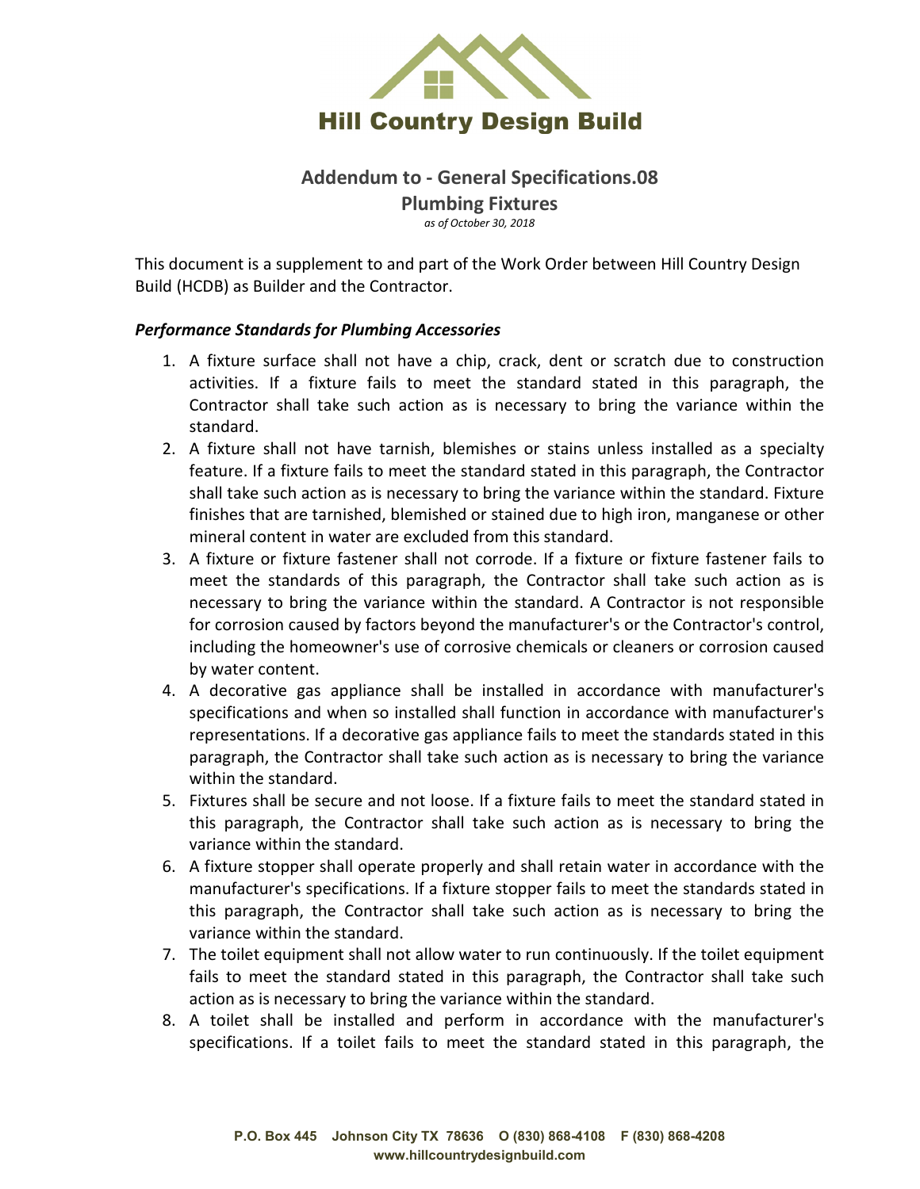# Addendum to - General Specifications.08
## Plumbing Fixtures
*as of October 30, 2018*

This document is a supplement to and part of the Work Order between Hill Country Design Build (HCDB) as Builder and the Contractor.

### *Performance Standards for Plumbing Accessories*

1. A fixture surface shall not have a chip, crack, dent or scratch due to construction activities. If a fixture fails to meet the standard stated in this paragraph, the Contractor shall take such action as is necessary to bring the variance within the standard.
2. A fixture shall not have tarnish, blemishes or stains unless installed as a specialty feature. If a fixture fails to meet the standard stated in this paragraph, the Contractor shall take such action as is necessary to bring the variance within the standard. Fixture finishes that are tarnished, blemished or stained due to high iron, manganese or other mineral content in water are excluded from this standard.
3. A fixture or fixture fastener shall not corrode. If a fixture or fixture fastener fails to meet the standards of this paragraph, the Contractor shall take such action as is necessary to bring the variance within the standard. A Contractor is not responsible for corrosion caused by factors beyond the manufacturer's or the Contractor's control, including the homeowner's use of corrosive chemicals or cleaners or corrosion caused by water content.
4. A decorative gas appliance shall be installed in accordance with manufacturer's specifications and when so installed shall function in accordance with manufacturer's representations. If a decorative gas appliance fails to meet the standards stated in this paragraph, the Contractor shall take such action as is necessary to bring the variance within the standard.
5. Fixtures shall be secure and not loose. If a fixture fails to meet the standard stated in this paragraph, the Contractor shall take such action as is necessary to bring the variance within the standard.
6. A fixture stopper shall operate properly and shall retain water in accordance with the manufacturer's specifications. If a fixture stopper fails to meet the standards stated in this paragraph, the Contractor shall take such action as is necessary to bring the variance within the standard.
7. The toilet equipment shall not allow water to run continuously. If the toilet equipment fails to meet the standard stated in this paragraph, the Contractor shall take such action as is necessary to bring the variance within the standard.
8. A toilet shall be installed and perform in accordance with the manufacturer's specifications. If a toilet fails to meet the standard stated in this paragraph, the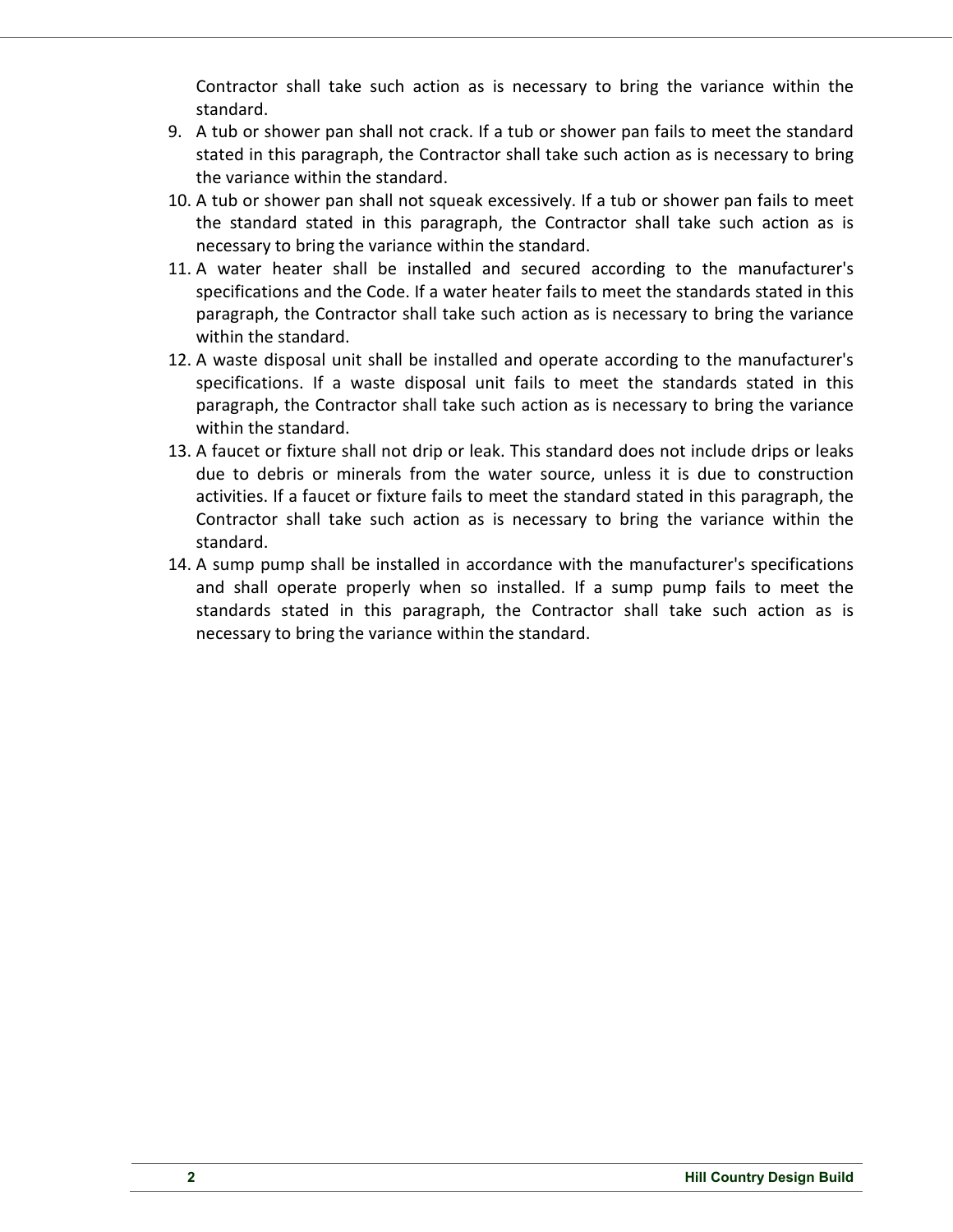Contractor shall take such action as is necessary to bring the variance within the standard.

9. A tub or shower pan shall not crack. If a tub or shower pan fails to meet the standard stated in this paragraph, the Contractor shall take such action as is necessary to bring the variance within the standard.
10. A tub or shower pan shall not squeak excessively. If a tub or shower pan fails to meet the standard stated in this paragraph, the Contractor shall take such action as is necessary to bring the variance within the standard.
11. A water heater shall be installed and secured according to the manufacturer's specifications and the Code. If a water heater fails to meet the standards stated in this paragraph, the Contractor shall take such action as is necessary to bring the variance within the standard.
12. A waste disposal unit shall be installed and operate according to the manufacturer's specifications. If a waste disposal unit fails to meet the standards stated in this paragraph, the Contractor shall take such action as is necessary to bring the variance within the standard.
13. A faucet or fixture shall not drip or leak. This standard does not include drips or leaks due to debris or minerals from the water source, unless it is due to construction activities. If a faucet or fixture fails to meet the standard stated in this paragraph, the Contractor shall take such action as is necessary to bring the variance within the standard.
14. A sump pump shall be installed in accordance with the manufacturer's specifications and shall operate properly when so installed. If a sump pump fails to meet the standards stated in this paragraph, the Contractor shall take such action as is necessary to bring the variance within the standard.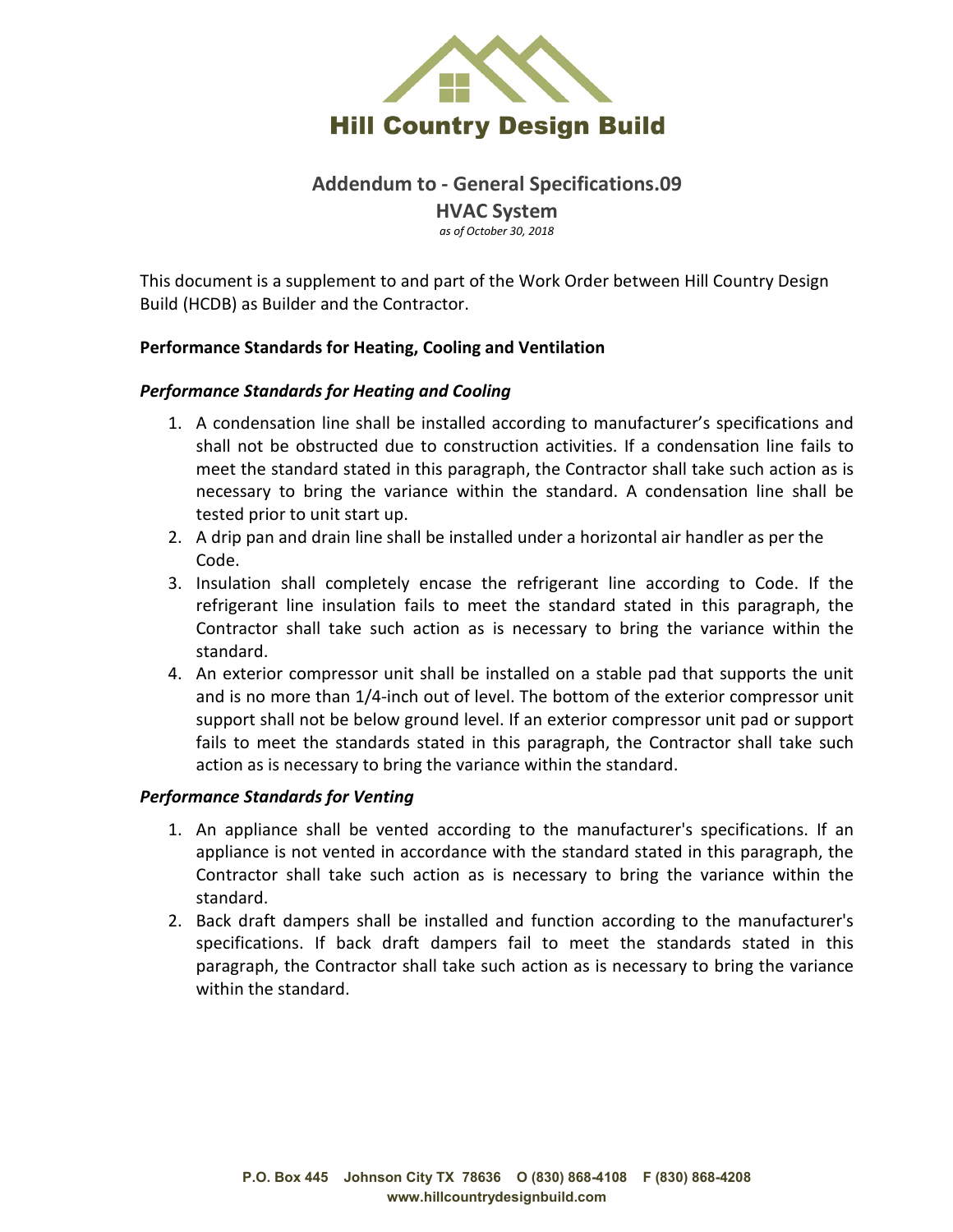# Hill Country Design Build

## Addendum to - General Specifications.09

## HVAC System

*as of October 30, 2018*

This document is a supplement to and part of the Work Order between Hill Country Design Build (HCDB) as Builder and the Contractor.

**Performance Standards for Heating, Cooling and Ventilation**

***Performance Standards for Heating and Cooling***

1. A condensation line shall be installed according to manufacturer's specifications and shall not be obstructed due to construction activities. If a condensation line fails to meet the standard stated in this paragraph, the Contractor shall take such action as is necessary to bring the variance within the standard. A condensation line shall be tested prior to unit start up.
2. A drip pan and drain line shall be installed under a horizontal air handler as per the Code.
3. Insulation shall completely encase the refrigerant line according to Code. If the refrigerant line insulation fails to meet the standard stated in this paragraph, the Contractor shall take such action as is necessary to bring the variance within the standard.
4. An exterior compressor unit shall be installed on a stable pad that supports the unit and is no more than 1/4-inch out of level. The bottom of the exterior compressor unit support shall not be below ground level. If an exterior compressor unit pad or support fails to meet the standards stated in this paragraph, the Contractor shall take such action as is necessary to bring the variance within the standard.

***Performance Standards for Venting***

1. An appliance shall be vented according to the manufacturer's specifications. If an appliance is not vented in accordance with the standard stated in this paragraph, the Contractor shall take such action as is necessary to bring the variance within the standard.
2. Back draft dampers shall be installed and function according to the manufacturer's specifications. If back draft dampers fail to meet the standards stated in this paragraph, the Contractor shall take such action as is necessary to bring the variance within the standard.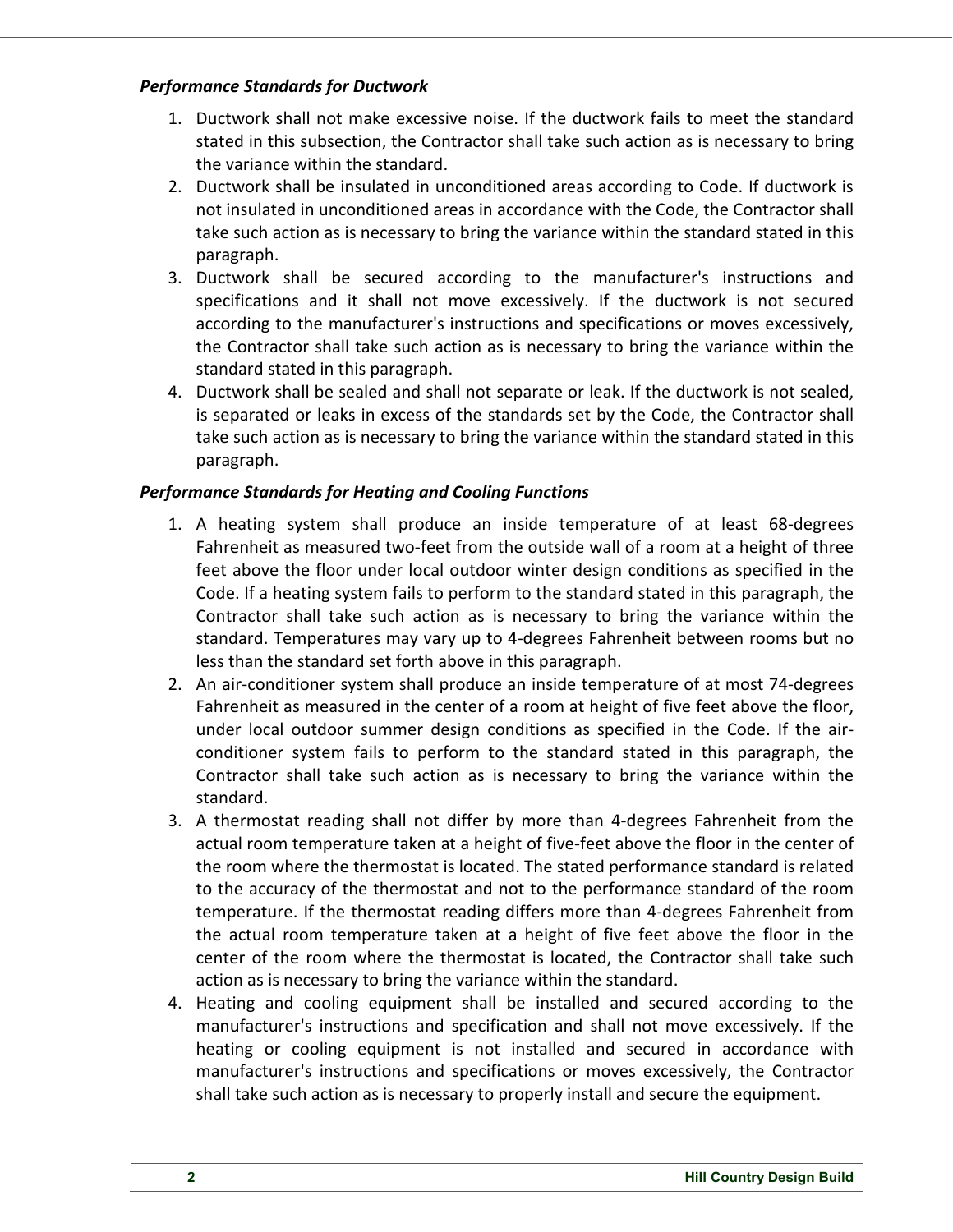### *Performance Standards for Ductwork*

1. Ductwork shall not make excessive noise. If the ductwork fails to meet the standard stated in this subsection, the Contractor shall take such action as is necessary to bring the variance within the standard.
2. Ductwork shall be insulated in unconditioned areas according to Code. If ductwork is not insulated in unconditioned areas in accordance with the Code, the Contractor shall take such action as is necessary to bring the variance within the standard stated in this paragraph.
3. Ductwork shall be secured according to the manufacturer's instructions and specifications and it shall not move excessively. If the ductwork is not secured according to the manufacturer's instructions and specifications or moves excessively, the Contractor shall take such action as is necessary to bring the variance within the standard stated in this paragraph.
4. Ductwork shall be sealed and shall not separate or leak. If the ductwork is not sealed, is separated or leaks in excess of the standards set by the Code, the Contractor shall take such action as is necessary to bring the variance within the standard stated in this paragraph.

### *Performance Standards for Heating and Cooling Functions*

1. A heating system shall produce an inside temperature of at least 68-degrees Fahrenheit as measured two-feet from the outside wall of a room at a height of three feet above the floor under local outdoor winter design conditions as specified in the Code. If a heating system fails to perform to the standard stated in this paragraph, the Contractor shall take such action as is necessary to bring the variance within the standard. Temperatures may vary up to 4-degrees Fahrenheit between rooms but no less than the standard set forth above in this paragraph.
2. An air-conditioner system shall produce an inside temperature of at most 74-degrees Fahrenheit as measured in the center of a room at height of five feet above the floor, under local outdoor summer design conditions as specified in the Code. If the air-conditioner system fails to perform to the standard stated in this paragraph, the Contractor shall take such action as is necessary to bring the variance within the standard.
3. A thermostat reading shall not differ by more than 4-degrees Fahrenheit from the actual room temperature taken at a height of five-feet above the floor in the center of the room where the thermostat is located. The stated performance standard is related to the accuracy of the thermostat and not to the performance standard of the room temperature. If the thermostat reading differs more than 4-degrees Fahrenheit from the actual room temperature taken at a height of five feet above the floor in the center of the room where the thermostat is located, the Contractor shall take such action as is necessary to bring the variance within the standard.
4. Heating and cooling equipment shall be installed and secured according to the manufacturer's instructions and specification and shall not move excessively. If the heating or cooling equipment is not installed and secured in accordance with manufacturer's instructions and specifications or moves excessively, the Contractor shall take such action as is necessary to properly install and secure the equipment.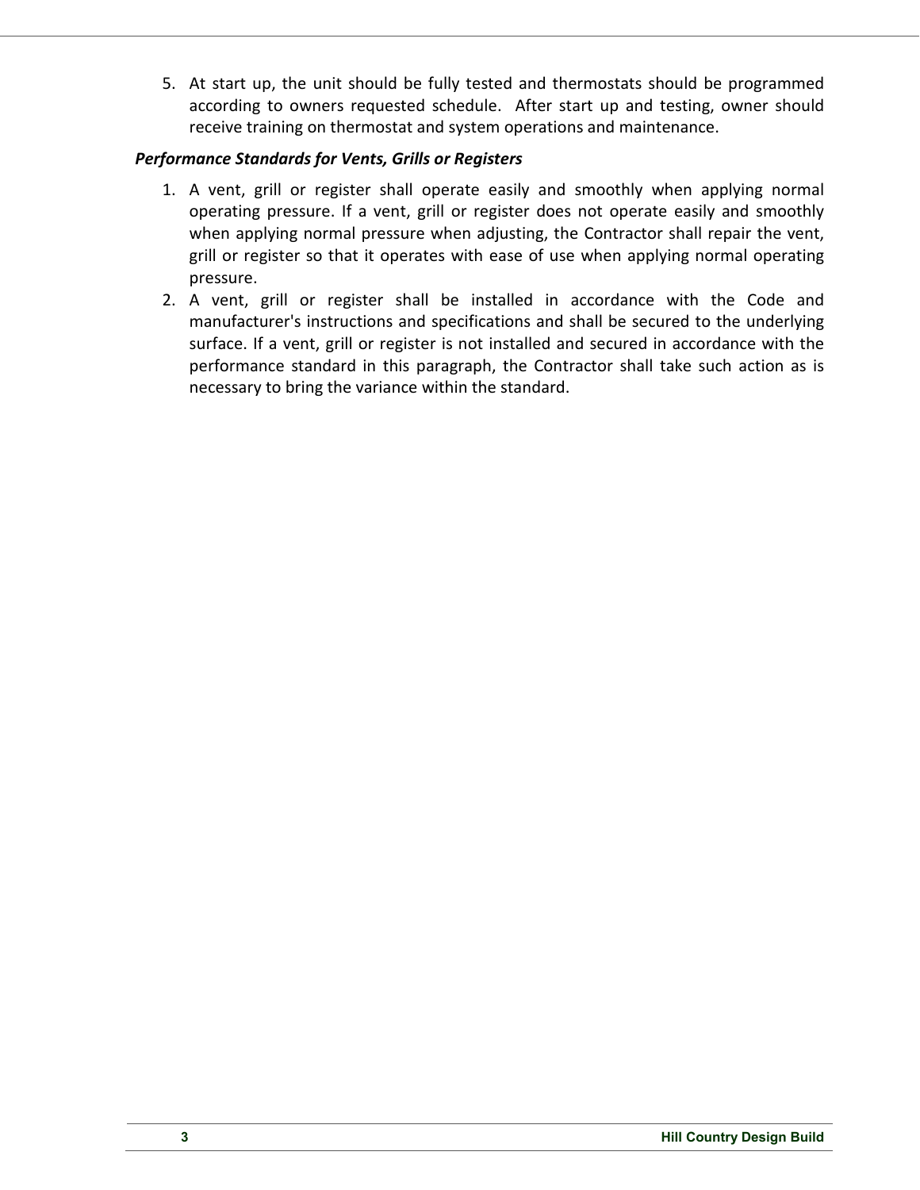5. At start up, the unit should be fully tested and thermostats should be programmed according to owners requested schedule.  After start up and testing, owner should receive training on thermostat and system operations and maintenance.

***Performance Standards for Vents, Grills or Registers***

1. A vent, grill or register shall operate easily and smoothly when applying normal operating pressure. If a vent, grill or register does not operate easily and smoothly when applying normal pressure when adjusting, the Contractor shall repair the vent, grill or register so that it operates with ease of use when applying normal operating pressure.
2. A vent, grill or register shall be installed in accordance with the Code and manufacturer's instructions and specifications and shall be secured to the underlying surface. If a vent, grill or register is not installed and secured in accordance with the performance standard in this paragraph, the Contractor shall take such action as is necessary to bring the variance within the standard.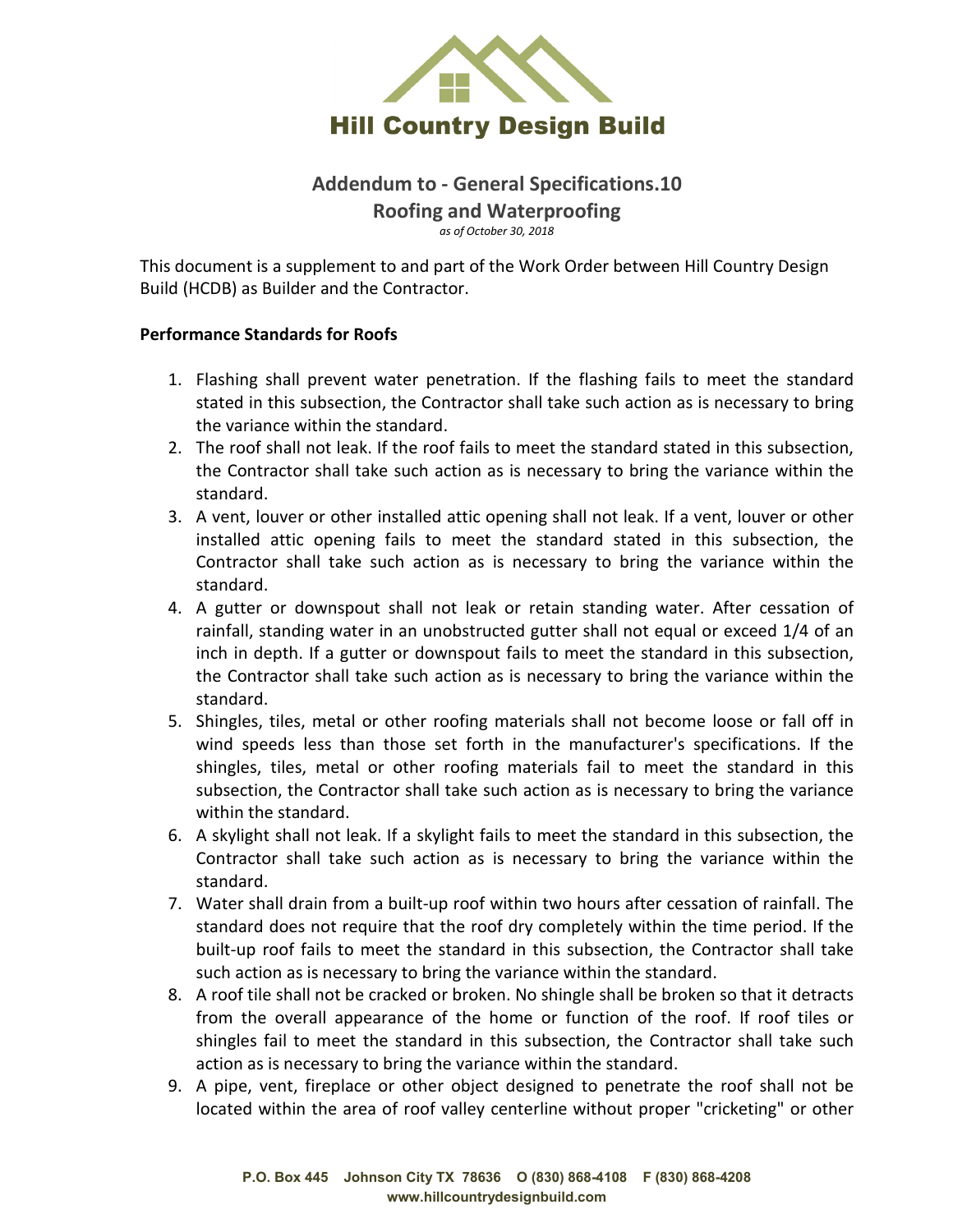# Hill Country Design Build

## Addendum to - General Specifications.10
## Roofing and Waterproofing

*as of October 30, 2018*

This document is a supplement to and part of the Work Order between Hill Country Design Build (HCDB) as Builder and the Contractor.

**Performance Standards for Roofs**

1. Flashing shall prevent water penetration. If the flashing fails to meet the standard stated in this subsection, the Contractor shall take such action as is necessary to bring the variance within the standard.
2. The roof shall not leak. If the roof fails to meet the standard stated in this subsection, the Contractor shall take such action as is necessary to bring the variance within the standard.
3. A vent, louver or other installed attic opening shall not leak. If a vent, louver or other installed attic opening fails to meet the standard stated in this subsection, the Contractor shall take such action as is necessary to bring the variance within the standard.
4. A gutter or downspout shall not leak or retain standing water. After cessation of rainfall, standing water in an unobstructed gutter shall not equal or exceed 1/4 of an inch in depth. If a gutter or downspout fails to meet the standard in this subsection, the Contractor shall take such action as is necessary to bring the variance within the standard.
5. Shingles, tiles, metal or other roofing materials shall not become loose or fall off in wind speeds less than those set forth in the manufacturer's specifications. If the shingles, tiles, metal or other roofing materials fail to meet the standard in this subsection, the Contractor shall take such action as is necessary to bring the variance within the standard.
6. A skylight shall not leak. If a skylight fails to meet the standard in this subsection, the Contractor shall take such action as is necessary to bring the variance within the standard.
7. Water shall drain from a built-up roof within two hours after cessation of rainfall. The standard does not require that the roof dry completely within the time period. If the built-up roof fails to meet the standard in this subsection, the Contractor shall take such action as is necessary to bring the variance within the standard.
8. A roof tile shall not be cracked or broken. No shingle shall be broken so that it detracts from the overall appearance of the home or function of the roof. If roof tiles or shingles fail to meet the standard in this subsection, the Contractor shall take such action as is necessary to bring the variance within the standard.
9. A pipe, vent, fireplace or other object designed to penetrate the roof shall not be located within the area of roof valley centerline without proper "cricketing" or other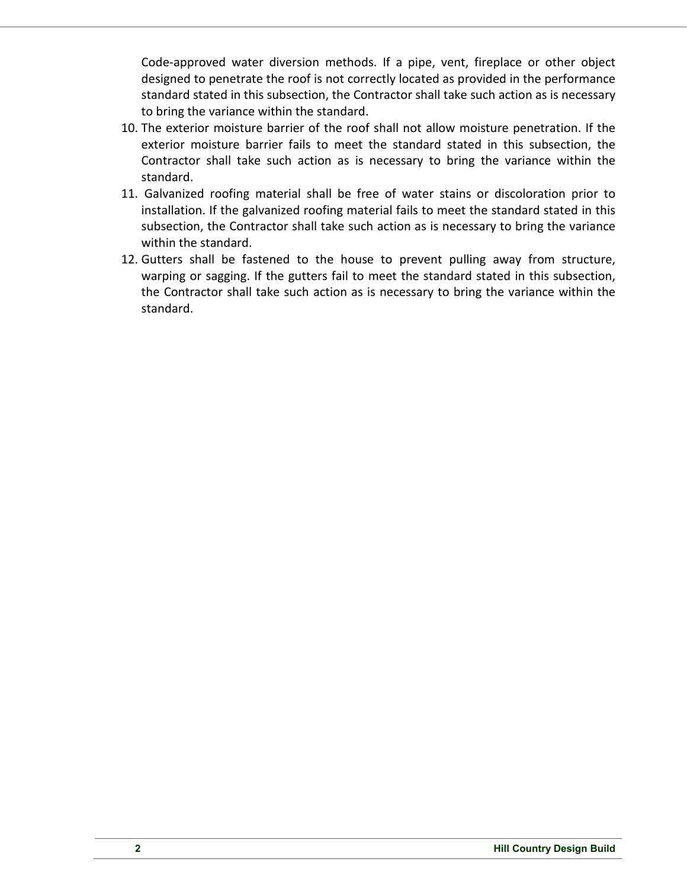Code-approved water diversion methods. If a pipe, vent, fireplace or other object designed to penetrate the roof is not correctly located as provided in the performance standard stated in this subsection, the Contractor shall take such action as is necessary to bring the variance within the standard.

10. The exterior moisture barrier of the roof shall not allow moisture penetration. If the exterior moisture barrier fails to meet the standard stated in this subsection, the Contractor shall take such action as is necessary to bring the variance within the standard.
11. Galvanized roofing material shall be free of water stains or discoloration prior to installation. If the galvanized roofing material fails to meet the standard stated in this subsection, the Contractor shall take such action as is necessary to bring the variance within the standard.
12. Gutters shall be fastened to the house to prevent pulling away from structure, warping or sagging. If the gutters fail to meet the standard stated in this subsection, the Contractor shall take such action as is necessary to bring the variance within the standard.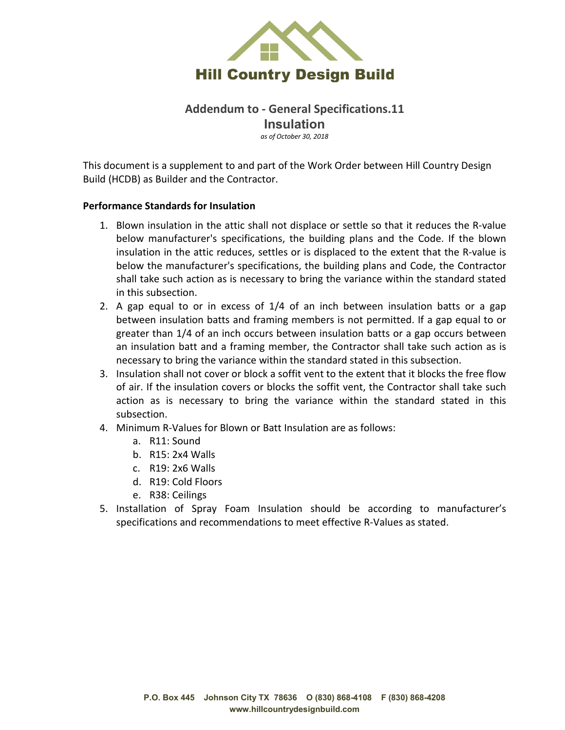# Hill Country Design Build

## Addendum to - General Specifications.11
## Insulation

*as of October 30, 2018*

This document is a supplement to and part of the Work Order between Hill Country Design Build (HCDB) as Builder and the Contractor.

**Performance Standards for Insulation**

1. Blown insulation in the attic shall not displace or settle so that it reduces the R-value below manufacturer's specifications, the building plans and the Code. If the blown insulation in the attic reduces, settles or is displaced to the extent that the R-value is below the manufacturer's specifications, the building plans and Code, the Contractor shall take such action as is necessary to bring the variance within the standard stated in this subsection.
2. A gap equal to or in excess of 1/4 of an inch between insulation batts or a gap between insulation batts and framing members is not permitted. If a gap equal to or greater than 1/4 of an inch occurs between insulation batts or a gap occurs between an insulation batt and a framing member, the Contractor shall take such action as is necessary to bring the variance within the standard stated in this subsection.
3. Insulation shall not cover or block a soffit vent to the extent that it blocks the free flow of air. If the insulation covers or blocks the soffit vent, the Contractor shall take such action as is necessary to bring the variance within the standard stated in this subsection.
4. Minimum R-Values for Blown or Batt Insulation are as follows:
   a. R11: Sound
   b. R15: 2x4 Walls
   c. R19: 2x6 Walls
   d. R19: Cold Floors
   e. R38: Ceilings
5. Installation of Spray Foam Insulation should be according to manufacturer's specifications and recommendations to meet effective R-Values as stated.

P.O. Box 445 Johnson City TX 78636 O (830) 868-4108 F (830) 868-4208
www.hillcountrydesignbuild.com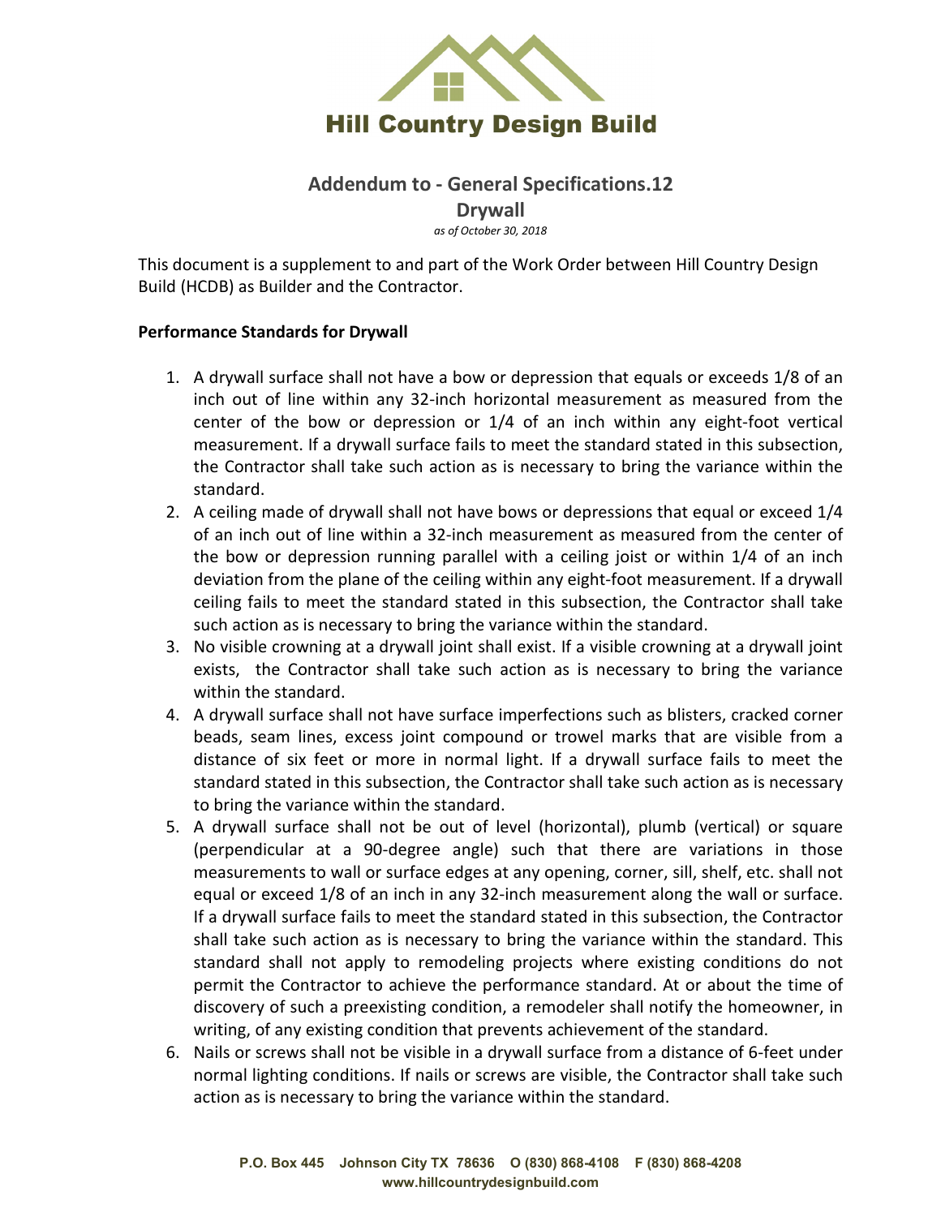# Hill Country Design Build

## Addendum to - General Specifications.12

## Drywall

*as of October 30, 2018*

This document is a supplement to and part of the Work Order between Hill Country Design Build (HCDB) as Builder and the Contractor.

**Performance Standards for Drywall**

1. A drywall surface shall not have a bow or depression that equals or exceeds 1/8 of an inch out of line within any 32-inch horizontal measurement as measured from the center of the bow or depression or 1/4 of an inch within any eight-foot vertical measurement. If a drywall surface fails to meet the standard stated in this subsection, the Contractor shall take such action as is necessary to bring the variance within the standard.
2. A ceiling made of drywall shall not have bows or depressions that equal or exceed 1/4 of an inch out of line within a 32-inch measurement as measured from the center of the bow or depression running parallel with a ceiling joist or within 1/4 of an inch deviation from the plane of the ceiling within any eight-foot measurement. If a drywall ceiling fails to meet the standard stated in this subsection, the Contractor shall take such action as is necessary to bring the variance within the standard.
3. No visible crowning at a drywall joint shall exist. If a visible crowning at a drywall joint exists, the Contractor shall take such action as is necessary to bring the variance within the standard.
4. A drywall surface shall not have surface imperfections such as blisters, cracked corner beads, seam lines, excess joint compound or trowel marks that are visible from a distance of six feet or more in normal light. If a drywall surface fails to meet the standard stated in this subsection, the Contractor shall take such action as is necessary to bring the variance within the standard.
5. A drywall surface shall not be out of level (horizontal), plumb (vertical) or square (perpendicular at a 90-degree angle) such that there are variations in those measurements to wall or surface edges at any opening, corner, sill, shelf, etc. shall not equal or exceed 1/8 of an inch in any 32-inch measurement along the wall or surface. If a drywall surface fails to meet the standard stated in this subsection, the Contractor shall take such action as is necessary to bring the variance within the standard. This standard shall not apply to remodeling projects where existing conditions do not permit the Contractor to achieve the performance standard. At or about the time of discovery of such a preexisting condition, a remodeler shall notify the homeowner, in writing, of any existing condition that prevents achievement of the standard.
6. Nails or screws shall not be visible in a drywall surface from a distance of 6-feet under normal lighting conditions. If nails or screws are visible, the Contractor shall take such action as is necessary to bring the variance within the standard.

P.O. Box 445 Johnson City TX 78636 O (830) 868-4108 F (830) 868-4208
www.hillcountrydesignbuild.com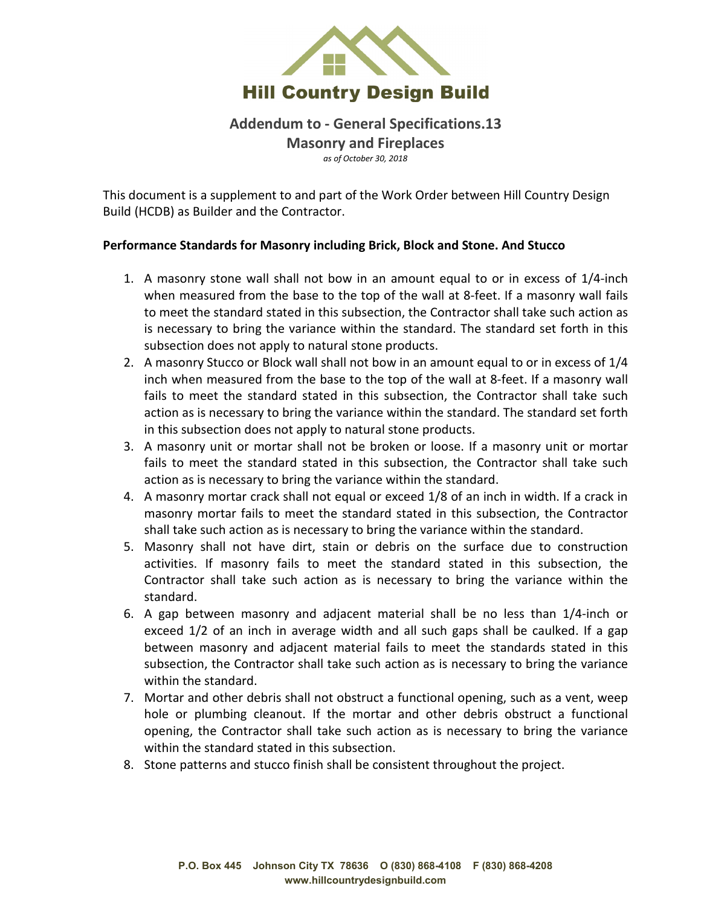# Hill Country Design Build

## Addendum to - General Specifications.13

## Masonry and Fireplaces

*as of October 30, 2018*

This document is a supplement to and part of the Work Order between Hill Country Design Build (HCDB) as Builder and the Contractor.

**Performance Standards for Masonry including Brick, Block and Stone. And Stucco**

1. A masonry stone wall shall not bow in an amount equal to or in excess of 1/4-inch when measured from the base to the top of the wall at 8-feet. If a masonry wall fails to meet the standard stated in this subsection, the Contractor shall take such action as is necessary to bring the variance within the standard. The standard set forth in this subsection does not apply to natural stone products.
2. A masonry Stucco or Block wall shall not bow in an amount equal to or in excess of 1/4 inch when measured from the base to the top of the wall at 8-feet. If a masonry wall fails to meet the standard stated in this subsection, the Contractor shall take such action as is necessary to bring the variance within the standard. The standard set forth in this subsection does not apply to natural stone products.
3. A masonry unit or mortar shall not be broken or loose. If a masonry unit or mortar fails to meet the standard stated in this subsection, the Contractor shall take such action as is necessary to bring the variance within the standard.
4. A masonry mortar crack shall not equal or exceed 1/8 of an inch in width. If a crack in masonry mortar fails to meet the standard stated in this subsection, the Contractor shall take such action as is necessary to bring the variance within the standard.
5. Masonry shall not have dirt, stain or debris on the surface due to construction activities. If masonry fails to meet the standard stated in this subsection, the Contractor shall take such action as is necessary to bring the variance within the standard.
6. A gap between masonry and adjacent material shall be no less than 1/4-inch or exceed 1/2 of an inch in average width and all such gaps shall be caulked. If a gap between masonry and adjacent material fails to meet the standards stated in this subsection, the Contractor shall take such action as is necessary to bring the variance within the standard.
7. Mortar and other debris shall not obstruct a functional opening, such as a vent, weep hole or plumbing cleanout. If the mortar and other debris obstruct a functional opening, the Contractor shall take such action as is necessary to bring the variance within the standard stated in this subsection.
8. Stone patterns and stucco finish shall be consistent throughout the project.

P.O. Box 445 Johnson City TX 78636 O (830) 868-4108 F (830) 868-4208
www.hillcountrydesignbuild.com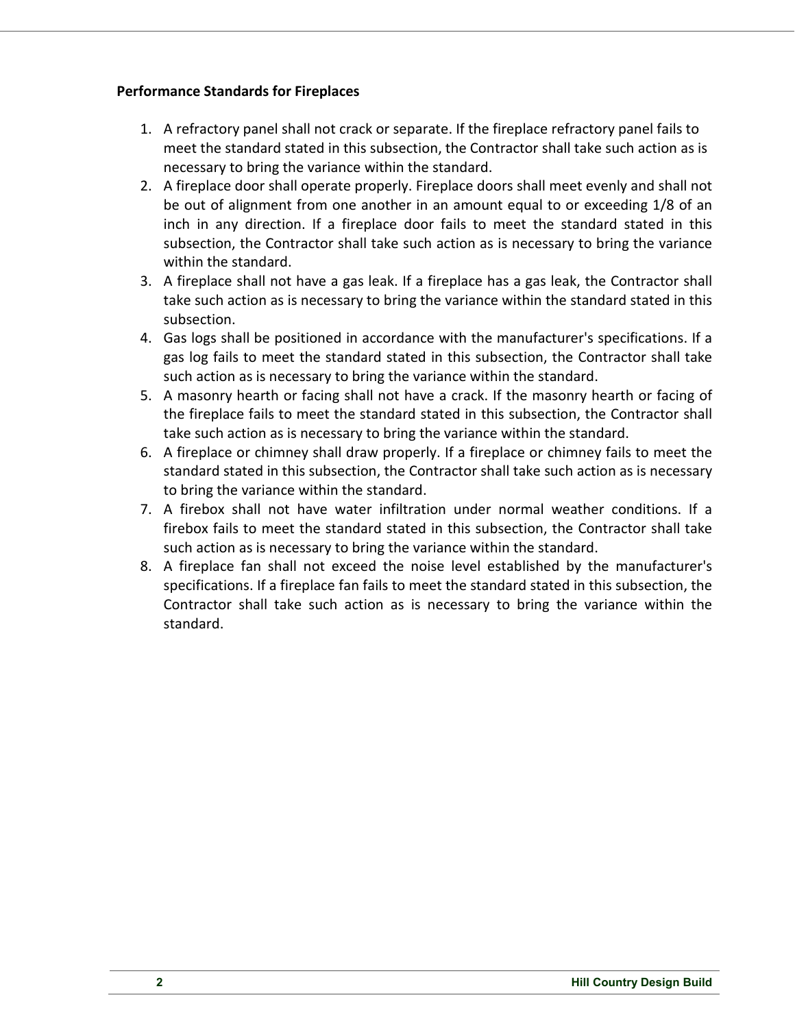**Performance Standards for Fireplaces**

1. A refractory panel shall not crack or separate. If the fireplace refractory panel fails to meet the standard stated in this subsection, the Contractor shall take such action as is necessary to bring the variance within the standard.
2. A fireplace door shall operate properly. Fireplace doors shall meet evenly and shall not be out of alignment from one another in an amount equal to or exceeding 1/8 of an inch in any direction. If a fireplace door fails to meet the standard stated in this subsection, the Contractor shall take such action as is necessary to bring the variance within the standard.
3. A fireplace shall not have a gas leak. If a fireplace has a gas leak, the Contractor shall take such action as is necessary to bring the variance within the standard stated in this subsection.
4. Gas logs shall be positioned in accordance with the manufacturer's specifications. If a gas log fails to meet the standard stated in this subsection, the Contractor shall take such action as is necessary to bring the variance within the standard.
5. A masonry hearth or facing shall not have a crack. If the masonry hearth or facing of the fireplace fails to meet the standard stated in this subsection, the Contractor shall take such action as is necessary to bring the variance within the standard.
6. A fireplace or chimney shall draw properly. If a fireplace or chimney fails to meet the standard stated in this subsection, the Contractor shall take such action as is necessary to bring the variance within the standard.
7. A firebox shall not have water infiltration under normal weather conditions. If a firebox fails to meet the standard stated in this subsection, the Contractor shall take such action as is necessary to bring the variance within the standard.
8. A fireplace fan shall not exceed the noise level established by the manufacturer's specifications. If a fireplace fan fails to meet the standard stated in this subsection, the Contractor shall take such action as is necessary to bring the variance within the standard.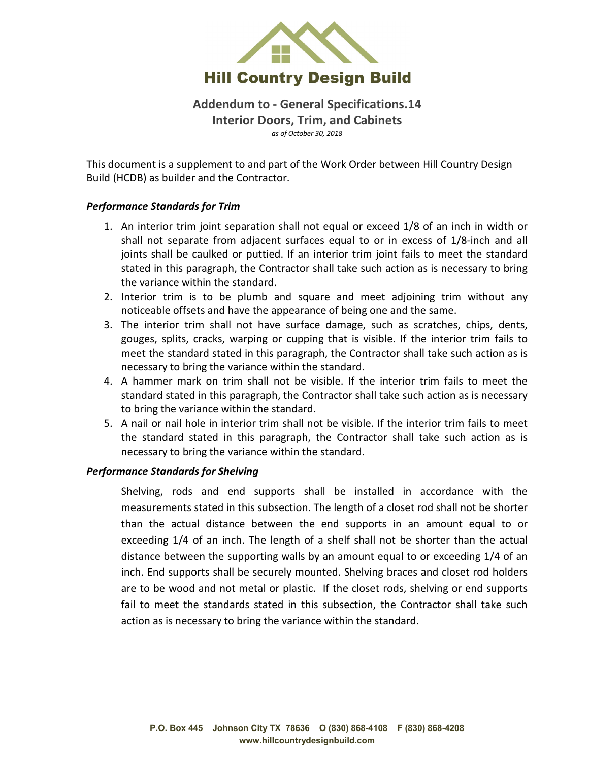# Hill Country Design Build

## Addendum to - General Specifications.14
## Interior Doors, Trim, and Cabinets

*as of October 30, 2018*

This document is a supplement to and part of the Work Order between Hill Country Design Build (HCDB) as builder and the Contractor.

### *Performance Standards for Trim*

1. An interior trim joint separation shall not equal or exceed 1/8 of an inch in width or shall not separate from adjacent surfaces equal to or in excess of 1/8-inch and all joints shall be caulked or puttied. If an interior trim joint fails to meet the standard stated in this paragraph, the Contractor shall take such action as is necessary to bring the variance within the standard.
2. Interior trim is to be plumb and square and meet adjoining trim without any noticeable offsets and have the appearance of being one and the same.
3. The interior trim shall not have surface damage, such as scratches, chips, dents, gouges, splits, cracks, warping or cupping that is visible. If the interior trim fails to meet the standard stated in this paragraph, the Contractor shall take such action as is necessary to bring the variance within the standard.
4. A hammer mark on trim shall not be visible. If the interior trim fails to meet the standard stated in this paragraph, the Contractor shall take such action as is necessary to bring the variance within the standard.
5. A nail or nail hole in interior trim shall not be visible. If the interior trim fails to meet the standard stated in this paragraph, the Contractor shall take such action as is necessary to bring the variance within the standard.

### *Performance Standards for Shelving*

Shelving, rods and end supports shall be installed in accordance with the measurements stated in this subsection. The length of a closet rod shall not be shorter than the actual distance between the end supports in an amount equal to or exceeding 1/4 of an inch. The length of a shelf shall not be shorter than the actual distance between the supporting walls by an amount equal to or exceeding 1/4 of an inch. End supports shall be securely mounted. Shelving braces and closet rod holders are to be wood and not metal or plastic. If the closet rods, shelving or end supports fail to meet the standards stated in this subsection, the Contractor shall take such action as is necessary to bring the variance within the standard.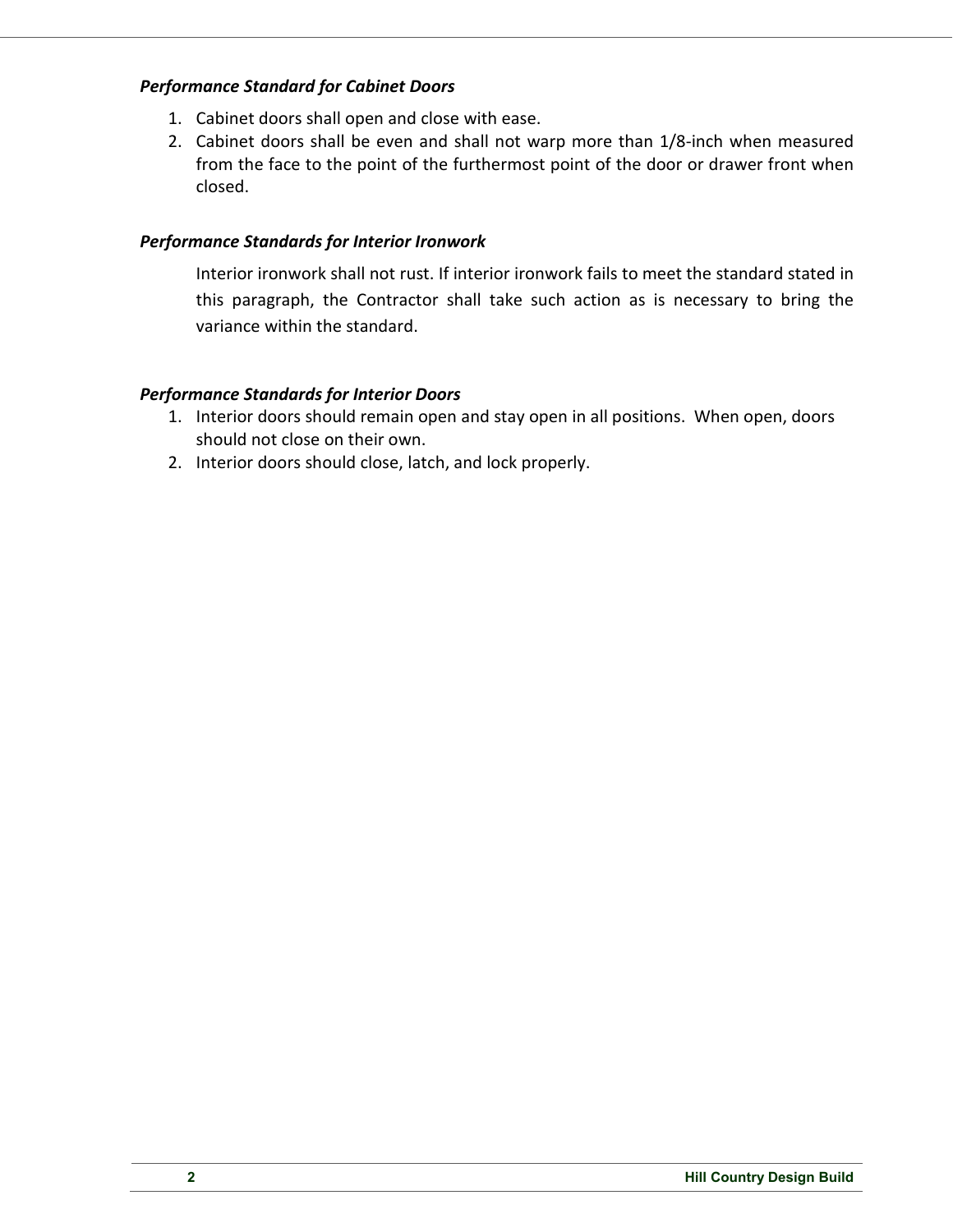***Performance Standard for Cabinet Doors***

1. Cabinet doors shall open and close with ease.
2. Cabinet doors shall be even and shall not warp more than 1/8-inch when measured from the face to the point of the furthermost point of the door or drawer front when closed.

***Performance Standards for Interior Ironwork***

Interior ironwork shall not rust. If interior ironwork fails to meet the standard stated in this paragraph, the Contractor shall take such action as is necessary to bring the variance within the standard.

***Performance Standards for Interior Doors***

1. Interior doors should remain open and stay open in all positions. When open, doors should not close on their own.
2. Interior doors should close, latch, and lock properly.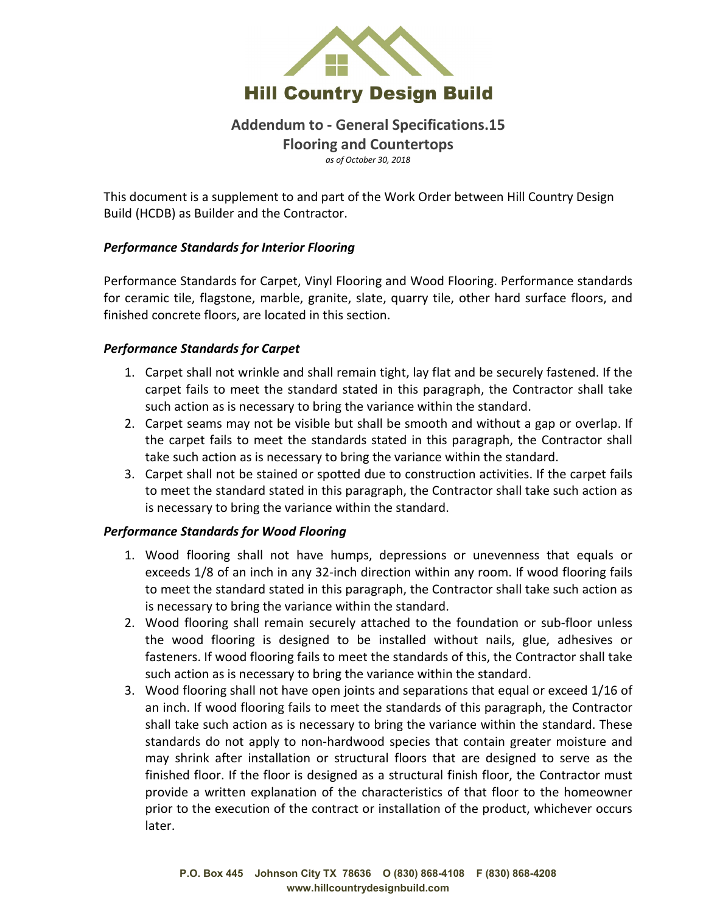# Hill Country Design Build

## Addendum to - General Specifications.15
## Flooring and Countertops

*as of October 30, 2018*

This document is a supplement to and part of the Work Order between Hill Country Design Build (HCDB) as Builder and the Contractor.

### *Performance Standards for Interior Flooring*

Performance Standards for Carpet, Vinyl Flooring and Wood Flooring. Performance standards for ceramic tile, flagstone, marble, granite, slate, quarry tile, other hard surface floors, and finished concrete floors, are located in this section.

### *Performance Standards for Carpet*

1. Carpet shall not wrinkle and shall remain tight, lay flat and be securely fastened. If the carpet fails to meet the standard stated in this paragraph, the Contractor shall take such action as is necessary to bring the variance within the standard.
2. Carpet seams may not be visible but shall be smooth and without a gap or overlap. If the carpet fails to meet the standards stated in this paragraph, the Contractor shall take such action as is necessary to bring the variance within the standard.
3. Carpet shall not be stained or spotted due to construction activities. If the carpet fails to meet the standard stated in this paragraph, the Contractor shall take such action as is necessary to bring the variance within the standard.

### *Performance Standards for Wood Flooring*

1. Wood flooring shall not have humps, depressions or unevenness that equals or exceeds 1/8 of an inch in any 32-inch direction within any room. If wood flooring fails to meet the standard stated in this paragraph, the Contractor shall take such action as is necessary to bring the variance within the standard.
2. Wood flooring shall remain securely attached to the foundation or sub-floor unless the wood flooring is designed to be installed without nails, glue, adhesives or fasteners. If wood flooring fails to meet the standards of this, the Contractor shall take such action as is necessary to bring the variance within the standard.
3. Wood flooring shall not have open joints and separations that equal or exceed 1/16 of an inch. If wood flooring fails to meet the standards of this paragraph, the Contractor shall take such action as is necessary to bring the variance within the standard. These standards do not apply to non-hardwood species that contain greater moisture and may shrink after installation or structural floors that are designed to serve as the finished floor. If the floor is designed as a structural finish floor, the Contractor must provide a written explanation of the characteristics of that floor to the homeowner prior to the execution of the contract or installation of the product, whichever occurs later.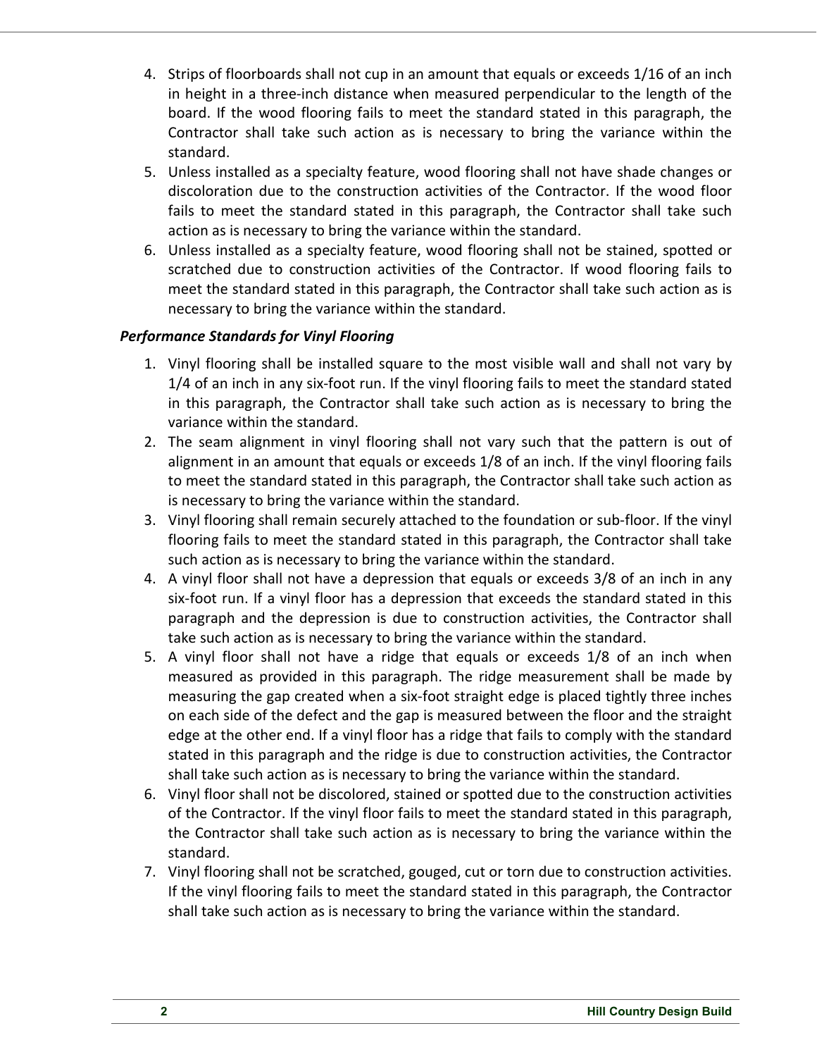4. Strips of floorboards shall not cup in an amount that equals or exceeds 1/16 of an inch in height in a three-inch distance when measured perpendicular to the length of the board. If the wood flooring fails to meet the standard stated in this paragraph, the Contractor shall take such action as is necessary to bring the variance within the standard.
5. Unless installed as a specialty feature, wood flooring shall not have shade changes or discoloration due to the construction activities of the Contractor. If the wood floor fails to meet the standard stated in this paragraph, the Contractor shall take such action as is necessary to bring the variance within the standard.
6. Unless installed as a specialty feature, wood flooring shall not be stained, spotted or scratched due to construction activities of the Contractor. If wood flooring fails to meet the standard stated in this paragraph, the Contractor shall take such action as is necessary to bring the variance within the standard.

***Performance Standards for Vinyl Flooring***

1. Vinyl flooring shall be installed square to the most visible wall and shall not vary by 1/4 of an inch in any six-foot run. If the vinyl flooring fails to meet the standard stated in this paragraph, the Contractor shall take such action as is necessary to bring the variance within the standard.
2. The seam alignment in vinyl flooring shall not vary such that the pattern is out of alignment in an amount that equals or exceeds 1/8 of an inch. If the vinyl flooring fails to meet the standard stated in this paragraph, the Contractor shall take such action as is necessary to bring the variance within the standard.
3. Vinyl flooring shall remain securely attached to the foundation or sub-floor. If the vinyl flooring fails to meet the standard stated in this paragraph, the Contractor shall take such action as is necessary to bring the variance within the standard.
4. A vinyl floor shall not have a depression that equals or exceeds 3/8 of an inch in any six-foot run. If a vinyl floor has a depression that exceeds the standard stated in this paragraph and the depression is due to construction activities, the Contractor shall take such action as is necessary to bring the variance within the standard.
5. A vinyl floor shall not have a ridge that equals or exceeds 1/8 of an inch when measured as provided in this paragraph. The ridge measurement shall be made by measuring the gap created when a six-foot straight edge is placed tightly three inches on each side of the defect and the gap is measured between the floor and the straight edge at the other end. If a vinyl floor has a ridge that fails to comply with the standard stated in this paragraph and the ridge is due to construction activities, the Contractor shall take such action as is necessary to bring the variance within the standard.
6. Vinyl floor shall not be discolored, stained or spotted due to the construction activities of the Contractor. If the vinyl floor fails to meet the standard stated in this paragraph, the Contractor shall take such action as is necessary to bring the variance within the standard.
7. Vinyl flooring shall not be scratched, gouged, cut or torn due to construction activities. If the vinyl flooring fails to meet the standard stated in this paragraph, the Contractor shall take such action as is necessary to bring the variance within the standard.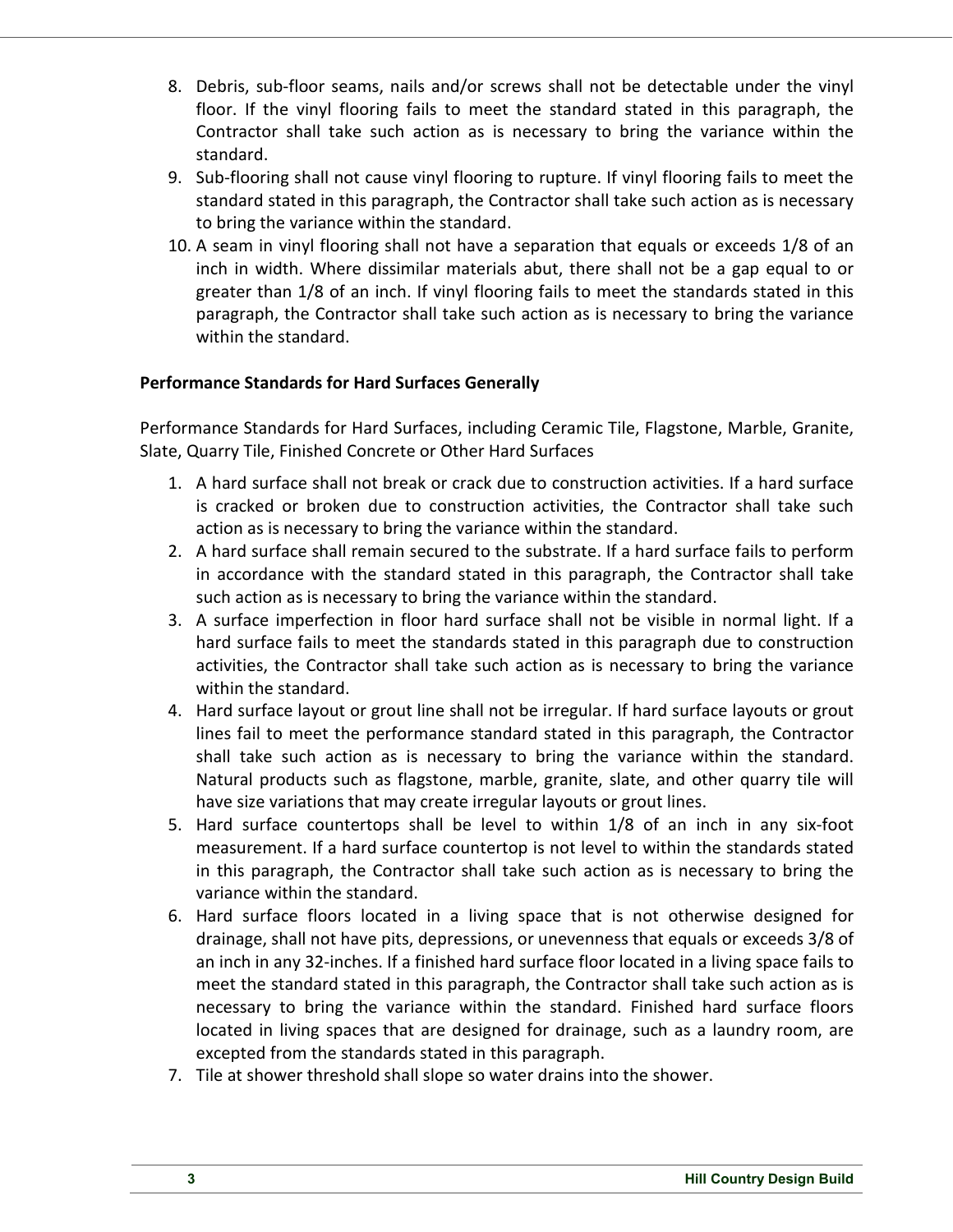8. Debris, sub-floor seams, nails and/or screws shall not be detectable under the vinyl floor. If the vinyl flooring fails to meet the standard stated in this paragraph, the Contractor shall take such action as is necessary to bring the variance within the standard.
9. Sub-flooring shall not cause vinyl flooring to rupture. If vinyl flooring fails to meet the standard stated in this paragraph, the Contractor shall take such action as is necessary to bring the variance within the standard.
10. A seam in vinyl flooring shall not have a separation that equals or exceeds 1/8 of an inch in width. Where dissimilar materials abut, there shall not be a gap equal to or greater than 1/8 of an inch. If vinyl flooring fails to meet the standards stated in this paragraph, the Contractor shall take such action as is necessary to bring the variance within the standard.

**Performance Standards for Hard Surfaces Generally**

Performance Standards for Hard Surfaces, including Ceramic Tile, Flagstone, Marble, Granite, Slate, Quarry Tile, Finished Concrete or Other Hard Surfaces

1. A hard surface shall not break or crack due to construction activities. If a hard surface is cracked or broken due to construction activities, the Contractor shall take such action as is necessary to bring the variance within the standard.
2. A hard surface shall remain secured to the substrate. If a hard surface fails to perform in accordance with the standard stated in this paragraph, the Contractor shall take such action as is necessary to bring the variance within the standard.
3. A surface imperfection in floor hard surface shall not be visible in normal light. If a hard surface fails to meet the standards stated in this paragraph due to construction activities, the Contractor shall take such action as is necessary to bring the variance within the standard.
4. Hard surface layout or grout line shall not be irregular. If hard surface layouts or grout lines fail to meet the performance standard stated in this paragraph, the Contractor shall take such action as is necessary to bring the variance within the standard. Natural products such as flagstone, marble, granite, slate, and other quarry tile will have size variations that may create irregular layouts or grout lines.
5. Hard surface countertops shall be level to within 1/8 of an inch in any six-foot measurement. If a hard surface countertop is not level to within the standards stated in this paragraph, the Contractor shall take such action as is necessary to bring the variance within the standard.
6. Hard surface floors located in a living space that is not otherwise designed for drainage, shall not have pits, depressions, or unevenness that equals or exceeds 3/8 of an inch in any 32-inches. If a finished hard surface floor located in a living space fails to meet the standard stated in this paragraph, the Contractor shall take such action as is necessary to bring the variance within the standard. Finished hard surface floors located in living spaces that are designed for drainage, such as a laundry room, are excepted from the standards stated in this paragraph.
7. Tile at shower threshold shall slope so water drains into the shower.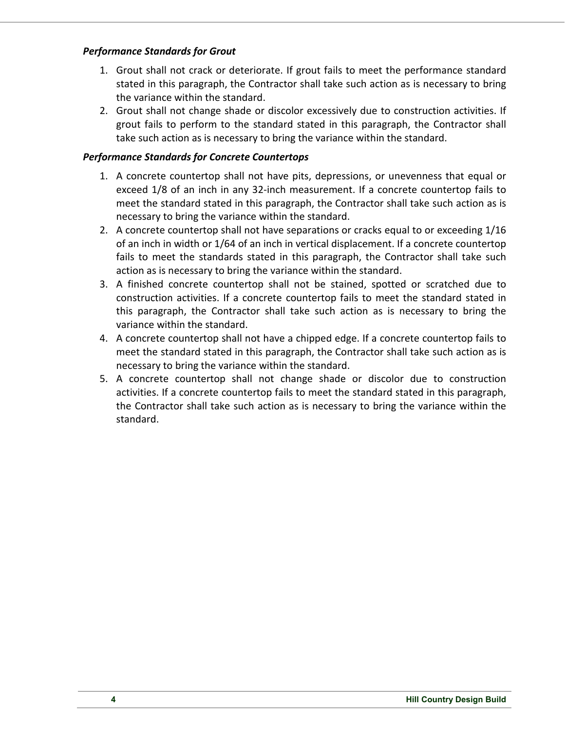***Performance Standards for Grout***

1. Grout shall not crack or deteriorate. If grout fails to meet the performance standard stated in this paragraph, the Contractor shall take such action as is necessary to bring the variance within the standard.
2. Grout shall not change shade or discolor excessively due to construction activities. If grout fails to perform to the standard stated in this paragraph, the Contractor shall take such action as is necessary to bring the variance within the standard.

***Performance Standards for Concrete Countertops***

1. A concrete countertop shall not have pits, depressions, or unevenness that equal or exceed 1/8 of an inch in any 32-inch measurement. If a concrete countertop fails to meet the standard stated in this paragraph, the Contractor shall take such action as is necessary to bring the variance within the standard.
2. A concrete countertop shall not have separations or cracks equal to or exceeding 1/16 of an inch in width or 1/64 of an inch in vertical displacement. If a concrete countertop fails to meet the standards stated in this paragraph, the Contractor shall take such action as is necessary to bring the variance within the standard.
3. A finished concrete countertop shall not be stained, spotted or scratched due to construction activities. If a concrete countertop fails to meet the standard stated in this paragraph, the Contractor shall take such action as is necessary to bring the variance within the standard.
4. A concrete countertop shall not have a chipped edge. If a concrete countertop fails to meet the standard stated in this paragraph, the Contractor shall take such action as is necessary to bring the variance within the standard.
5. A concrete countertop shall not change shade or discolor due to construction activities. If a concrete countertop fails to meet the standard stated in this paragraph, the Contractor shall take such action as is necessary to bring the variance within the standard.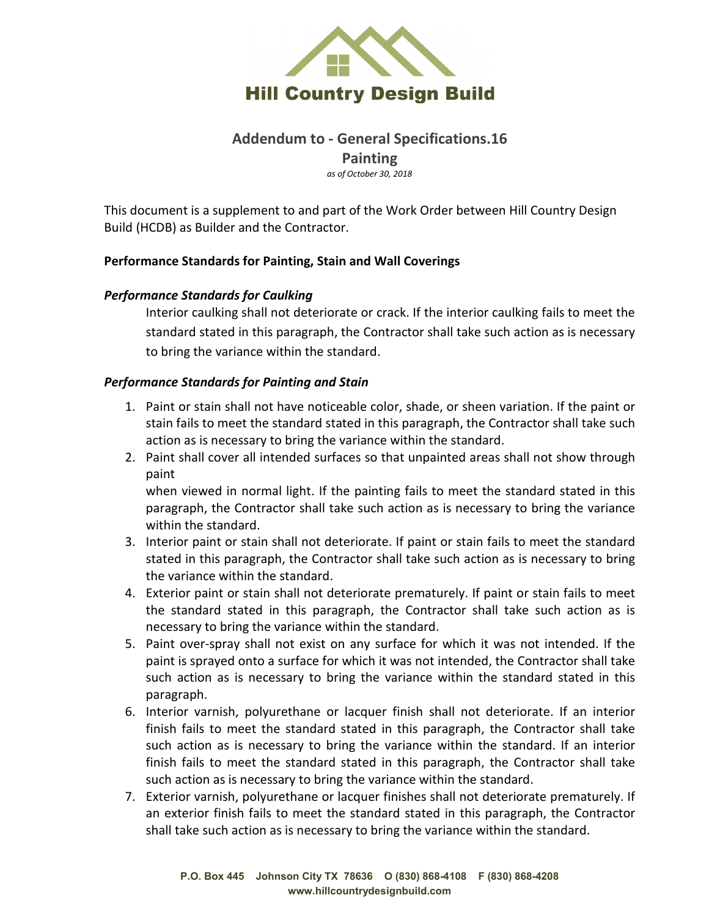# Hill Country Design Build

## Addendum to - General Specifications.16

## Painting

*as of October 30, 2018*

This document is a supplement to and part of the Work Order between Hill Country Design Build (HCDB) as Builder and the Contractor.

**Performance Standards for Painting, Stain and Wall Coverings**

***Performance Standards for Caulking***

Interior caulking shall not deteriorate or crack. If the interior caulking fails to meet the standard stated in this paragraph, the Contractor shall take such action as is necessary to bring the variance within the standard.

***Performance Standards for Painting and Stain***

1. Paint or stain shall not have noticeable color, shade, or sheen variation. If the paint or stain fails to meet the standard stated in this paragraph, the Contractor shall take such action as is necessary to bring the variance within the standard.
2. Paint shall cover all intended surfaces so that unpainted areas shall not show through paint
   when viewed in normal light. If the painting fails to meet the standard stated in this paragraph, the Contractor shall take such action as is necessary to bring the variance within the standard.
3. Interior paint or stain shall not deteriorate. If paint or stain fails to meet the standard stated in this paragraph, the Contractor shall take such action as is necessary to bring the variance within the standard.
4. Exterior paint or stain shall not deteriorate prematurely. If paint or stain fails to meet the standard stated in this paragraph, the Contractor shall take such action as is necessary to bring the variance within the standard.
5. Paint over-spray shall not exist on any surface for which it was not intended. If the paint is sprayed onto a surface for which it was not intended, the Contractor shall take such action as is necessary to bring the variance within the standard stated in this paragraph.
6. Interior varnish, polyurethane or lacquer finish shall not deteriorate. If an interior finish fails to meet the standard stated in this paragraph, the Contractor shall take such action as is necessary to bring the variance within the standard. If an interior finish fails to meet the standard stated in this paragraph, the Contractor shall take such action as is necessary to bring the variance within the standard.
7. Exterior varnish, polyurethane or lacquer finishes shall not deteriorate prematurely. If an exterior finish fails to meet the standard stated in this paragraph, the Contractor shall take such action as is necessary to bring the variance within the standard.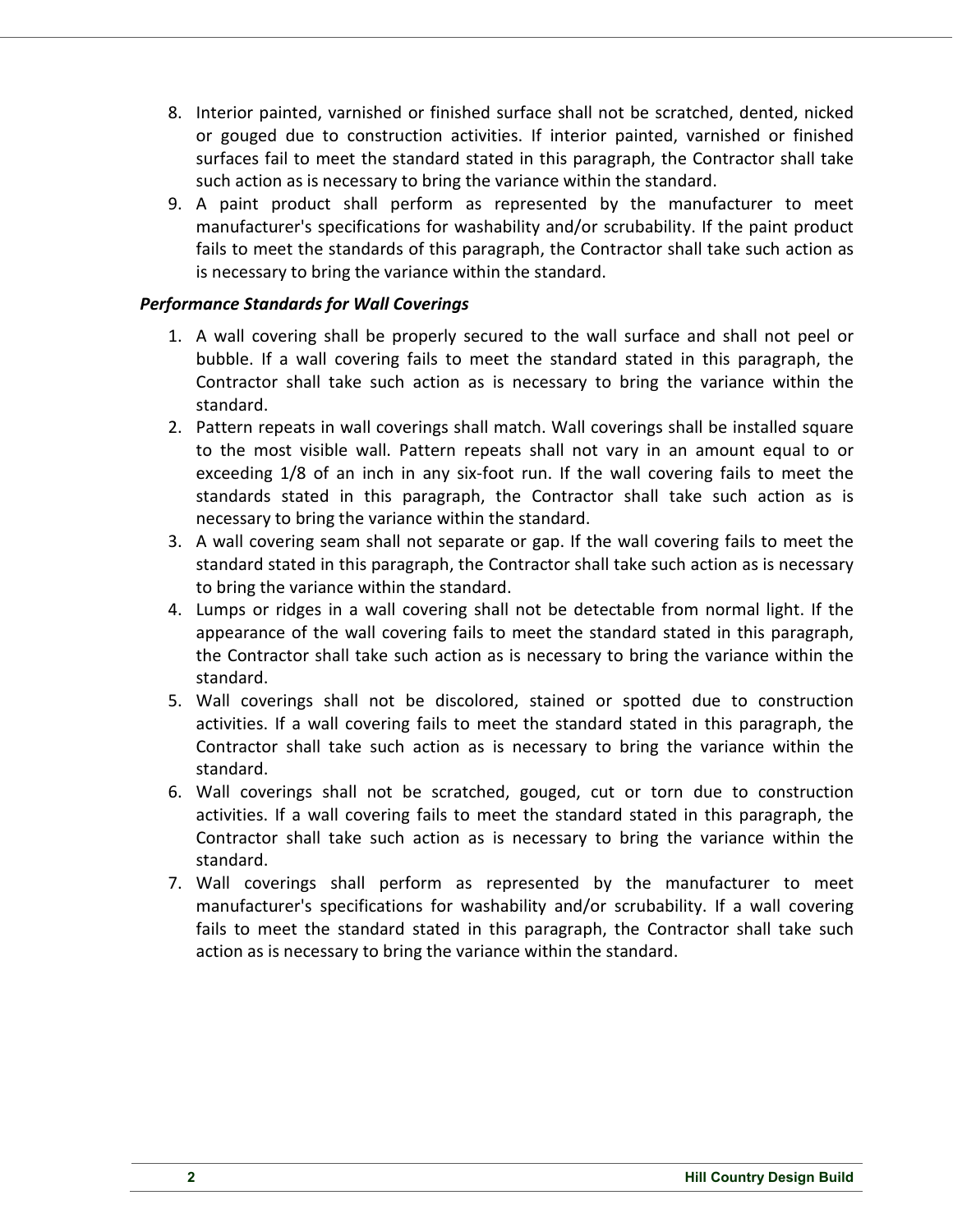8. Interior painted, varnished or finished surface shall not be scratched, dented, nicked or gouged due to construction activities. If interior painted, varnished or finished surfaces fail to meet the standard stated in this paragraph, the Contractor shall take such action as is necessary to bring the variance within the standard.
9. A paint product shall perform as represented by the manufacturer to meet manufacturer's specifications for washability and/or scrubability. If the paint product fails to meet the standards of this paragraph, the Contractor shall take such action as is necessary to bring the variance within the standard.

***Performance Standards for Wall Coverings***

1. A wall covering shall be properly secured to the wall surface and shall not peel or bubble. If a wall covering fails to meet the standard stated in this paragraph, the Contractor shall take such action as is necessary to bring the variance within the standard.
2. Pattern repeats in wall coverings shall match. Wall coverings shall be installed square to the most visible wall. Pattern repeats shall not vary in an amount equal to or exceeding 1/8 of an inch in any six-foot run. If the wall covering fails to meet the standards stated in this paragraph, the Contractor shall take such action as is necessary to bring the variance within the standard.
3. A wall covering seam shall not separate or gap. If the wall covering fails to meet the standard stated in this paragraph, the Contractor shall take such action as is necessary to bring the variance within the standard.
4. Lumps or ridges in a wall covering shall not be detectable from normal light. If the appearance of the wall covering fails to meet the standard stated in this paragraph, the Contractor shall take such action as is necessary to bring the variance within the standard.
5. Wall coverings shall not be discolored, stained or spotted due to construction activities. If a wall covering fails to meet the standard stated in this paragraph, the Contractor shall take such action as is necessary to bring the variance within the standard.
6. Wall coverings shall not be scratched, gouged, cut or torn due to construction activities. If a wall covering fails to meet the standard stated in this paragraph, the Contractor shall take such action as is necessary to bring the variance within the standard.
7. Wall coverings shall perform as represented by the manufacturer to meet manufacturer's specifications for washability and/or scrubability. If a wall covering fails to meet the standard stated in this paragraph, the Contractor shall take such action as is necessary to bring the variance within the standard.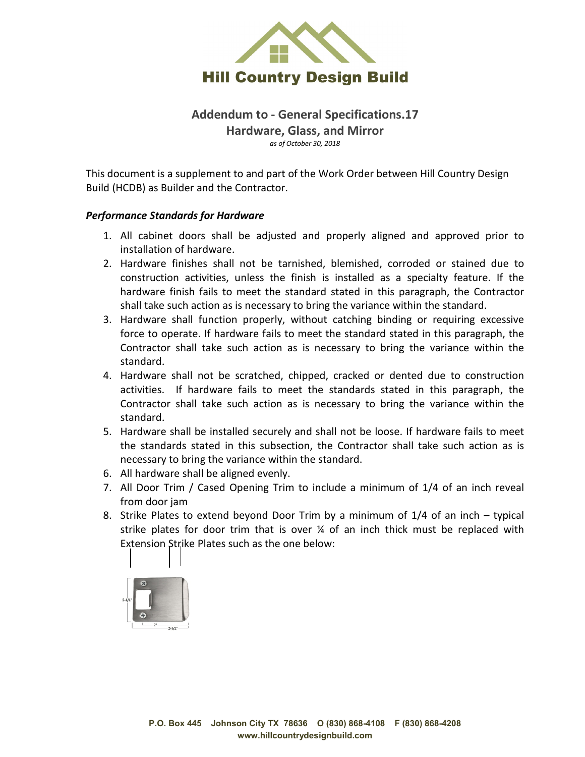# Hill Country Design Build

## Addendum to - General Specifications.17
## Hardware, Glass, and Mirror

*as of October 30, 2018*

This document is a supplement to and part of the Work Order between Hill Country Design Build (HCDB) as Builder and the Contractor.

### *Performance Standards for Hardware*

1. All cabinet doors shall be adjusted and properly aligned and approved prior to installation of hardware.
2. Hardware finishes shall not be tarnished, blemished, corroded or stained due to construction activities, unless the finish is installed as a specialty feature. If the hardware finish fails to meet the standard stated in this paragraph, the Contractor shall take such action as is necessary to bring the variance within the standard.
3. Hardware shall function properly, without catching binding or requiring excessive force to operate. If hardware fails to meet the standard stated in this paragraph, the Contractor shall take such action as is necessary to bring the variance within the standard.
4. Hardware shall not be scratched, chipped, cracked or dented due to construction activities. If hardware fails to meet the standards stated in this paragraph, the Contractor shall take such action as is necessary to bring the variance within the standard.
5. Hardware shall be installed securely and shall not be loose. If hardware fails to meet the standards stated in this subsection, the Contractor shall take such action as is necessary to bring the variance within the standard.
6. All hardware shall be aligned evenly.
7. All Door Trim / Cased Opening Trim to include a minimum of 1/4 of an inch reveal from door jam
8. Strike Plates to extend beyond Door Trim by a minimum of 1/4 of an inch – typical strike plates for door trim that is over ¼ of an inch thick must be replaced with Extension Strike Plates such as the one below:

2-1/4"
2"
2-1/2"

P.O. Box 445 Johnson City TX 78636 O (830) 868-4108 F (830) 868-4208
www.hillcountrydesignbuild.com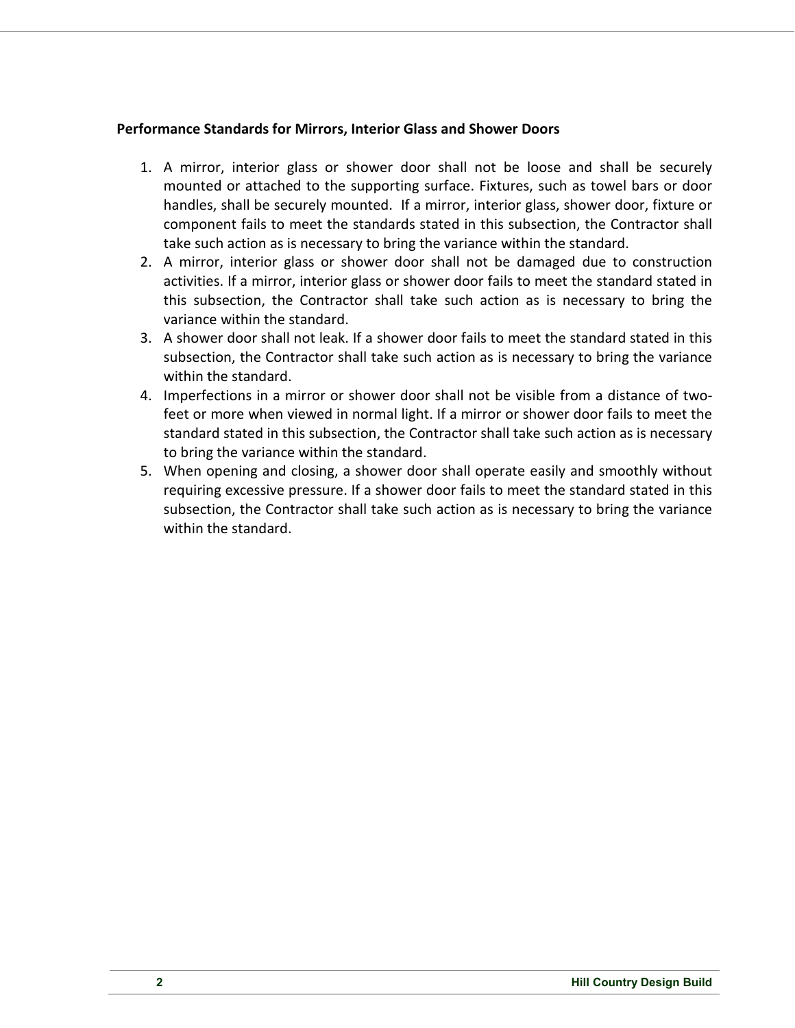**Performance Standards for Mirrors, Interior Glass and Shower Doors**

1. A mirror, interior glass or shower door shall not be loose and shall be securely mounted or attached to the supporting surface. Fixtures, such as towel bars or door handles, shall be securely mounted. If a mirror, interior glass, shower door, fixture or component fails to meet the standards stated in this subsection, the Contractor shall take such action as is necessary to bring the variance within the standard.
2. A mirror, interior glass or shower door shall not be damaged due to construction activities. If a mirror, interior glass or shower door fails to meet the standard stated in this subsection, the Contractor shall take such action as is necessary to bring the variance within the standard.
3. A shower door shall not leak. If a shower door fails to meet the standard stated in this subsection, the Contractor shall take such action as is necessary to bring the variance within the standard.
4. Imperfections in a mirror or shower door shall not be visible from a distance of two-feet or more when viewed in normal light. If a mirror or shower door fails to meet the standard stated in this subsection, the Contractor shall take such action as is necessary to bring the variance within the standard.
5. When opening and closing, a shower door shall operate easily and smoothly without requiring excessive pressure. If a shower door fails to meet the standard stated in this subsection, the Contractor shall take such action as is necessary to bring the variance within the standard.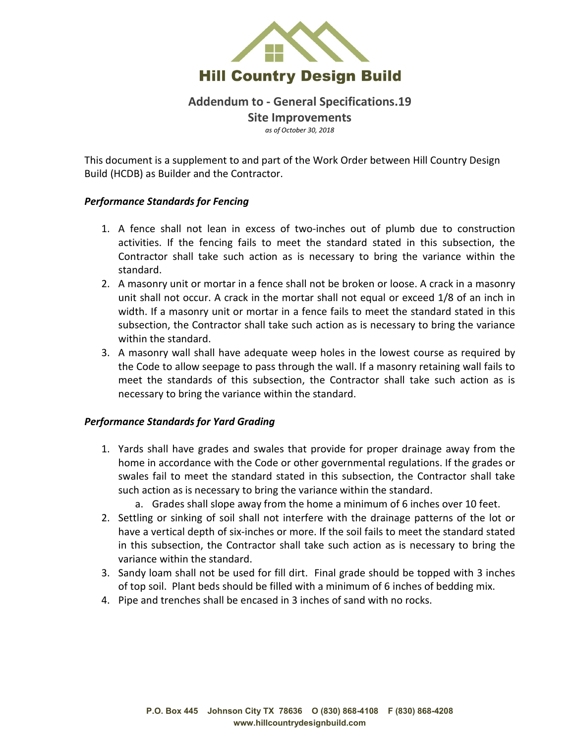# Hill Country Design Build

## Addendum to - General Specifications.19

## Site Improvements

*as of October 30, 2018*

This document is a supplement to and part of the Work Order between Hill Country Design Build (HCDB) as Builder and the Contractor.

### *Performance Standards for Fencing*

1. A fence shall not lean in excess of two-inches out of plumb due to construction activities. If the fencing fails to meet the standard stated in this subsection, the Contractor shall take such action as is necessary to bring the variance within the standard.
2. A masonry unit or mortar in a fence shall not be broken or loose. A crack in a masonry unit shall not occur. A crack in the mortar shall not equal or exceed 1/8 of an inch in width. If a masonry unit or mortar in a fence fails to meet the standard stated in this subsection, the Contractor shall take such action as is necessary to bring the variance within the standard.
3. A masonry wall shall have adequate weep holes in the lowest course as required by the Code to allow seepage to pass through the wall. If a masonry retaining wall fails to meet the standards of this subsection, the Contractor shall take such action as is necessary to bring the variance within the standard.

### *Performance Standards for Yard Grading*

1. Yards shall have grades and swales that provide for proper drainage away from the home in accordance with the Code or other governmental regulations. If the grades or swales fail to meet the standard stated in this subsection, the Contractor shall take such action as is necessary to bring the variance within the standard.
   a. Grades shall slope away from the home a minimum of 6 inches over 10 feet.
2. Settling or sinking of soil shall not interfere with the drainage patterns of the lot or have a vertical depth of six-inches or more. If the soil fails to meet the standard stated in this subsection, the Contractor shall take such action as is necessary to bring the variance within the standard.
3. Sandy loam shall not be used for fill dirt. Final grade should be topped with 3 inches of top soil. Plant beds should be filled with a minimum of 6 inches of bedding mix.
4. Pipe and trenches shall be encased in 3 inches of sand with no rocks.

**P.O. Box 445 Johnson City TX 78636 O (830) 868-4108 F (830) 868-4208**
**www.hillcountrydesignbuild.com**